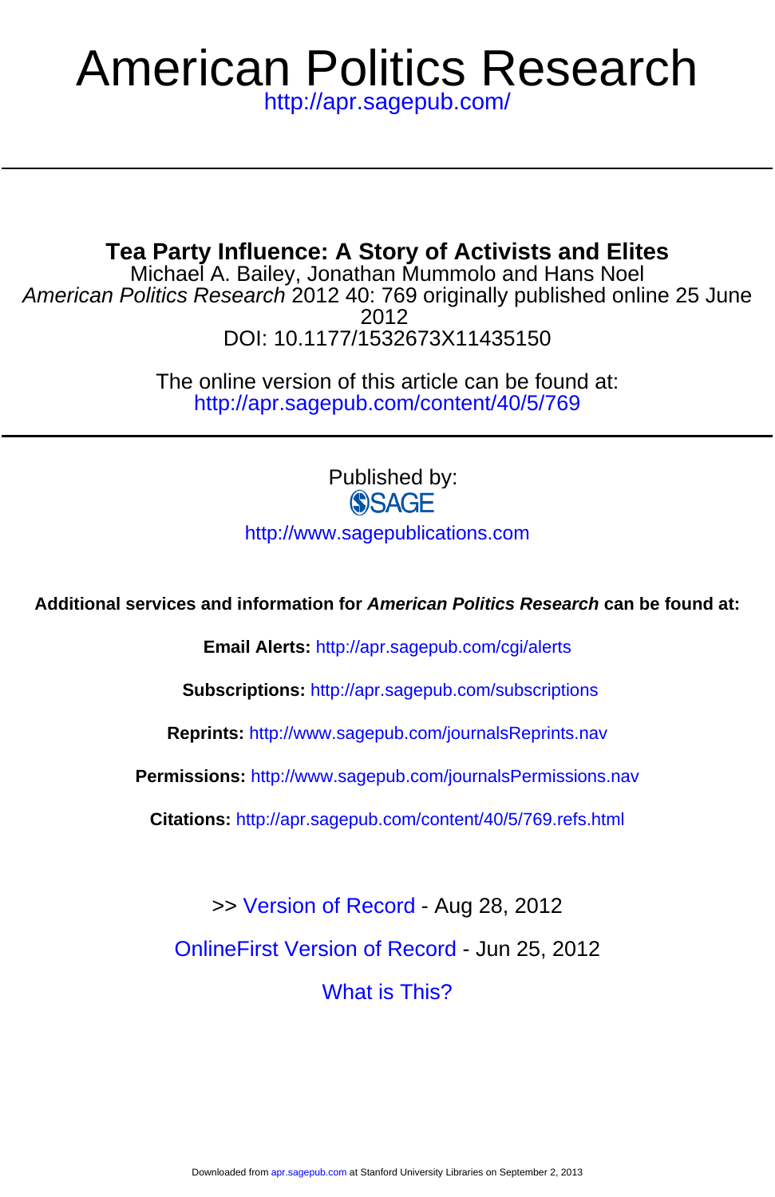# American Politics Research

http://apr.sagepub.com/

---

## Tea Party Influence: A Story of Activists and Elites

Michael A. Bailey, Jonathan Mummolo and Hans Noel

*American Politics Research* 2012 40: 769 originally published online 25 June 2012

DOI: 10.1177/1532673X11435150

The online version of this article can be found at:
http://apr.sagepub.com/content/40/5/769

---

Published by:

SAGE

http://www.sagepublications.com

**Additional services and information for *American Politics Research* can be found at:**

**Email Alerts:** http://apr.sagepub.com/cgi/alerts

**Subscriptions:** http://apr.sagepub.com/subscriptions

**Reprints:** http://www.sagepub.com/journalsReprints.nav

**Permissions:** http://www.sagepub.com/journalsPermissions.nav

**Citations:** http://apr.sagepub.com/content/40/5/769.refs.html

>> Version of Record - Aug 28, 2012

OnlineFirst Version of Record - Jun 25, 2012

What is This?

Downloaded from apr.sagepub.com at Stanford University Libraries on September 2, 2013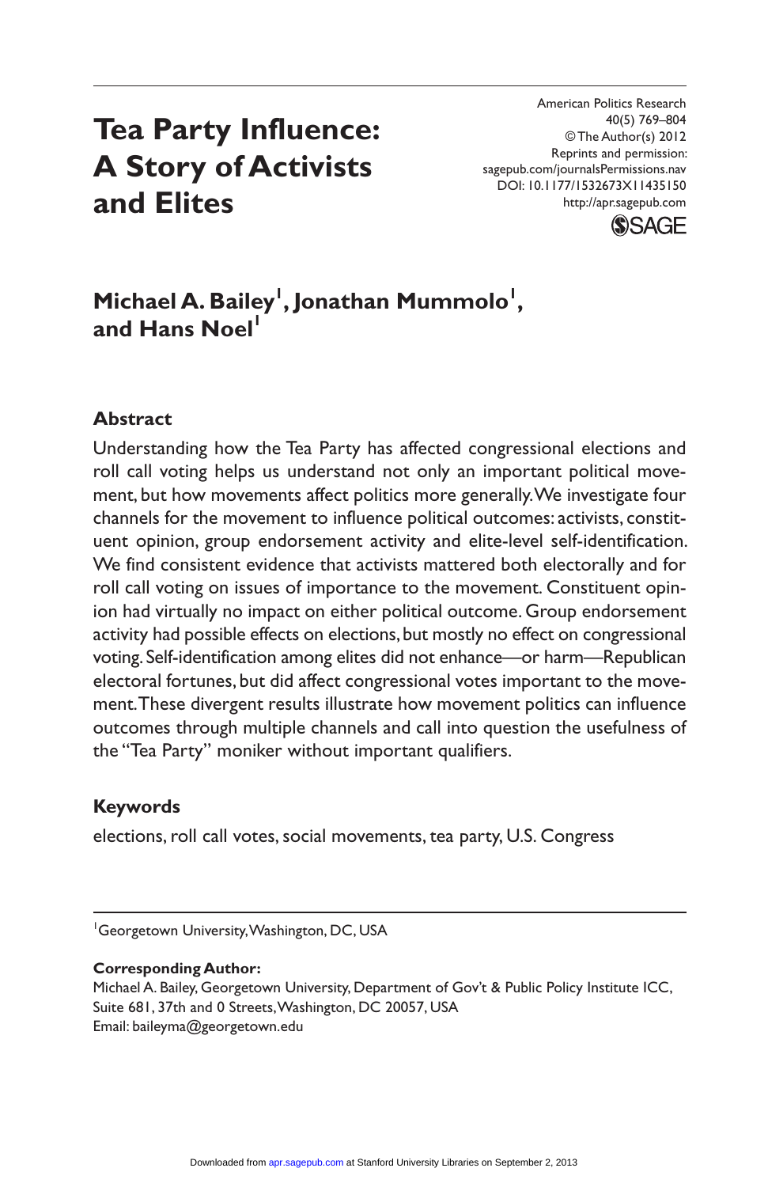# Tea Party Influence: A Story of Activists and Elites

**Michael A. Bailey[1], Jonathan Mummolo[1], and Hans Noel[1]**

## Abstract

Understanding how the Tea Party has affected congressional elections and roll call voting helps us understand not only an important political movement, but how movements affect politics more generally. We investigate four channels for the movement to influence political outcomes: activists, constituent opinion, group endorsement activity and elite-level self-identification. We find consistent evidence that activists mattered both electorally and for roll call voting on issues of importance to the movement. Constituent opinion had virtually no impact on either political outcome. Group endorsement activity had possible effects on elections, but mostly no effect on congressional voting. Self-identification among elites did not enhance—or harm—Republican electoral fortunes, but did affect congressional votes important to the movement. These divergent results illustrate how movement politics can influence outcomes through multiple channels and call into question the usefulness of the "Tea Party" moniker without important qualifiers.

## Keywords

elections, roll call votes, social movements, tea party, U.S. Congress

---

[1]Georgetown University, Washington, DC, USA

**Corresponding Author:**
Michael A. Bailey, Georgetown University, Department of Gov't & Public Policy Institute ICC, Suite 681, 37th and O Streets, Washington, DC 20057, USA
Email: baileyma@georgetown.edu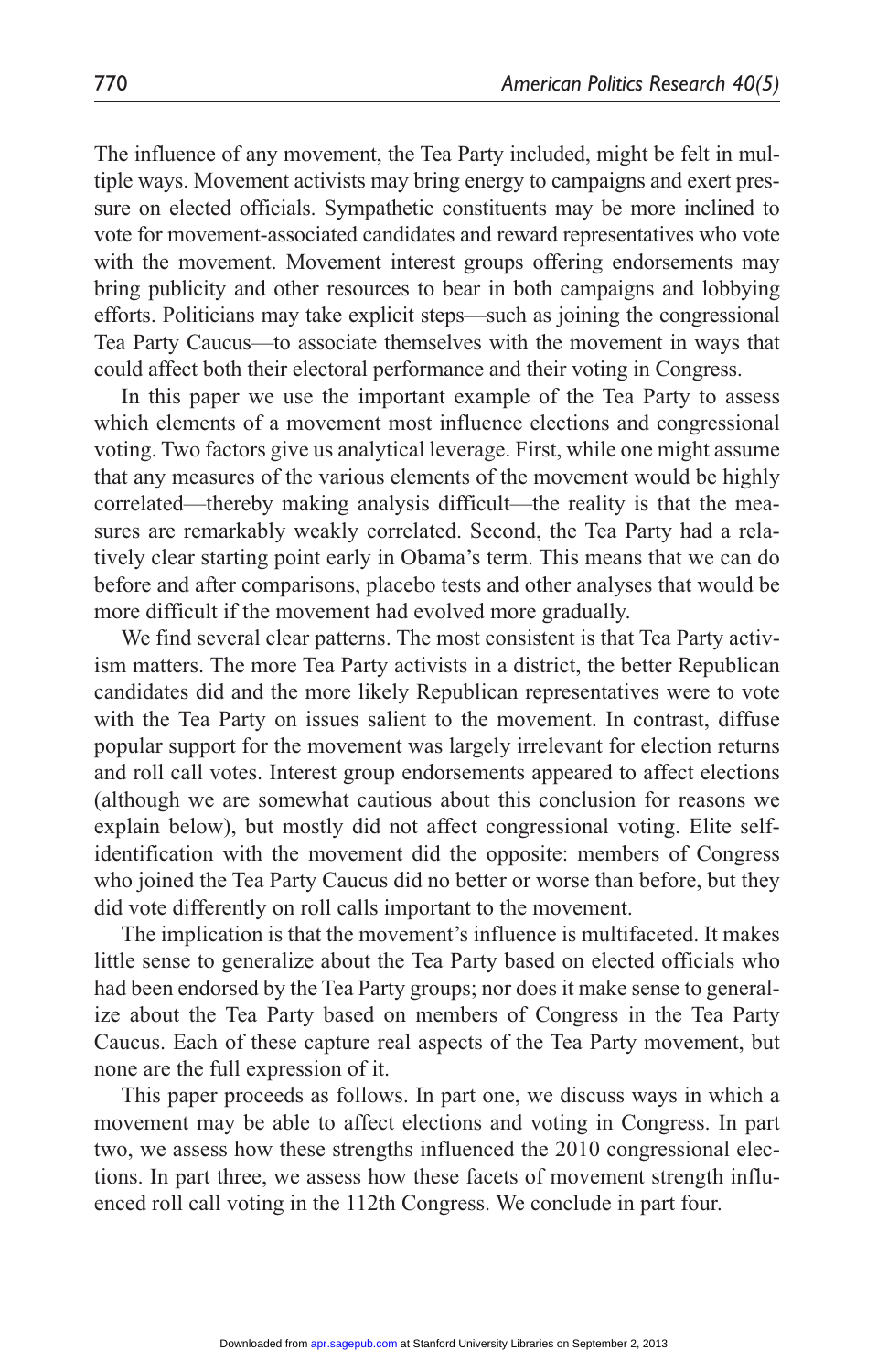The influence of any movement, the Tea Party included, might be felt in multiple ways. Movement activists may bring energy to campaigns and exert pressure on elected officials. Sympathetic constituents may be more inclined to vote for movement-associated candidates and reward representatives who vote with the movement. Movement interest groups offering endorsements may bring publicity and other resources to bear in both campaigns and lobbying efforts. Politicians may take explicit steps—such as joining the congressional Tea Party Caucus—to associate themselves with the movement in ways that could affect both their electoral performance and their voting in Congress.

In this paper we use the important example of the Tea Party to assess which elements of a movement most influence elections and congressional voting. Two factors give us analytical leverage. First, while one might assume that any measures of the various elements of the movement would be highly correlated—thereby making analysis difficult—the reality is that the measures are remarkably weakly correlated. Second, the Tea Party had a relatively clear starting point early in Obama's term. This means that we can do before and after comparisons, placebo tests and other analyses that would be more difficult if the movement had evolved more gradually.

We find several clear patterns. The most consistent is that Tea Party activism matters. The more Tea Party activists in a district, the better Republican candidates did and the more likely Republican representatives were to vote with the Tea Party on issues salient to the movement. In contrast, diffuse popular support for the movement was largely irrelevant for election returns and roll call votes. Interest group endorsements appeared to affect elections (although we are somewhat cautious about this conclusion for reasons we explain below), but mostly did not affect congressional voting. Elite self-identification with the movement did the opposite: members of Congress who joined the Tea Party Caucus did no better or worse than before, but they did vote differently on roll calls important to the movement.

The implication is that the movement's influence is multifaceted. It makes little sense to generalize about the Tea Party based on elected officials who had been endorsed by the Tea Party groups; nor does it make sense to generalize about the Tea Party based on members of Congress in the Tea Party Caucus. Each of these capture real aspects of the Tea Party movement, but none are the full expression of it.

This paper proceeds as follows. In part one, we discuss ways in which a movement may be able to affect elections and voting in Congress. In part two, we assess how these strengths influenced the 2010 congressional elections. In part three, we assess how these facets of movement strength influenced roll call voting in the 112th Congress. We conclude in part four.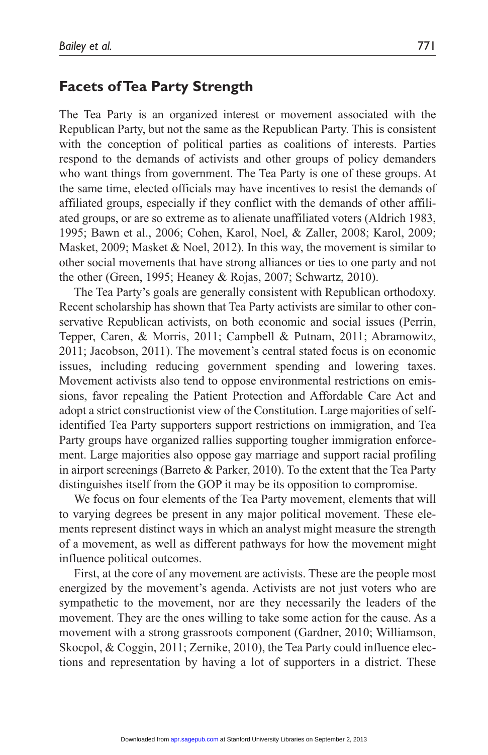## Facets of Tea Party Strength

The Tea Party is an organized interest or movement associated with the Republican Party, but not the same as the Republican Party. This is consistent with the conception of political parties as coalitions of interests. Parties respond to the demands of activists and other groups of policy demanders who want things from government. The Tea Party is one of these groups. At the same time, elected officials may have incentives to resist the demands of affiliated groups, especially if they conflict with the demands of other affiliated groups, or are so extreme as to alienate unaffiliated voters (Aldrich 1983, 1995; Bawn et al., 2006; Cohen, Karol, Noel, & Zaller, 2008; Karol, 2009; Masket, 2009; Masket & Noel, 2012). In this way, the movement is similar to other social movements that have strong alliances or ties to one party and not the other (Green, 1995; Heaney & Rojas, 2007; Schwartz, 2010).

The Tea Party's goals are generally consistent with Republican orthodoxy. Recent scholarship has shown that Tea Party activists are similar to other conservative Republican activists, on both economic and social issues (Perrin, Tepper, Caren, & Morris, 2011; Campbell & Putnam, 2011; Abramowitz, 2011; Jacobson, 2011). The movement's central stated focus is on economic issues, including reducing government spending and lowering taxes. Movement activists also tend to oppose environmental restrictions on emissions, favor repealing the Patient Protection and Affordable Care Act and adopt a strict constructionist view of the Constitution. Large majorities of self-identified Tea Party supporters support restrictions on immigration, and Tea Party groups have organized rallies supporting tougher immigration enforcement. Large majorities also oppose gay marriage and support racial profiling in airport screenings (Barreto & Parker, 2010). To the extent that the Tea Party distinguishes itself from the GOP it may be its opposition to compromise.

We focus on four elements of the Tea Party movement, elements that will to varying degrees be present in any major political movement. These elements represent distinct ways in which an analyst might measure the strength of a movement, as well as different pathways for how the movement might influence political outcomes.

First, at the core of any movement are activists. These are the people most energized by the movement's agenda. Activists are not just voters who are sympathetic to the movement, nor are they necessarily the leaders of the movement. They are the ones willing to take some action for the cause. As a movement with a strong grassroots component (Gardner, 2010; Williamson, Skocpol, & Coggin, 2011; Zernike, 2010), the Tea Party could influence elections and representation by having a lot of supporters in a district. These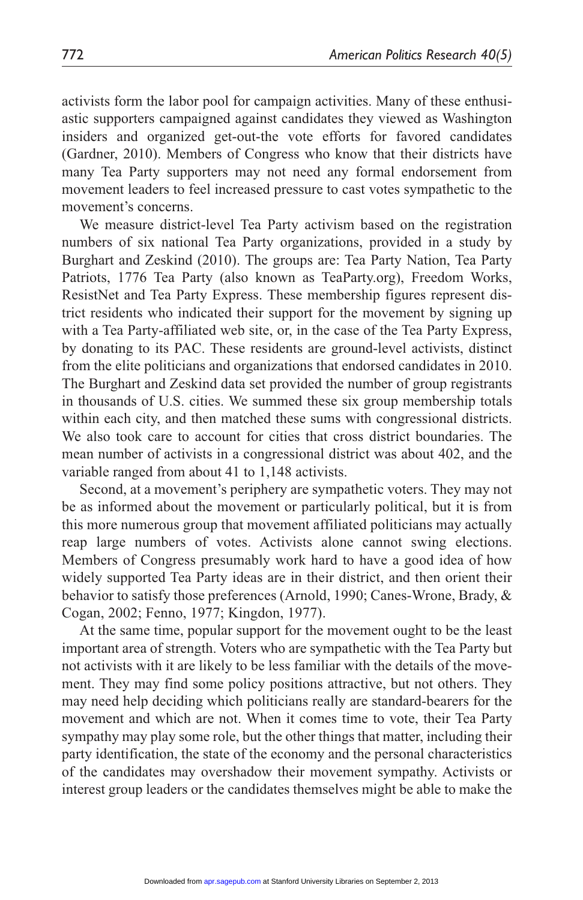activists form the labor pool for campaign activities. Many of these enthusiastic supporters campaigned against candidates they viewed as Washington insiders and organized get-out-the vote efforts for favored candidates (Gardner, 2010). Members of Congress who know that their districts have many Tea Party supporters may not need any formal endorsement from movement leaders to feel increased pressure to cast votes sympathetic to the movement's concerns.

We measure district-level Tea Party activism based on the registration numbers of six national Tea Party organizations, provided in a study by Burghart and Zeskind (2010). The groups are: Tea Party Nation, Tea Party Patriots, 1776 Tea Party (also known as TeaParty.org), Freedom Works, ResistNet and Tea Party Express. These membership figures represent district residents who indicated their support for the movement by signing up with a Tea Party-affiliated web site, or, in the case of the Tea Party Express, by donating to its PAC. These residents are ground-level activists, distinct from the elite politicians and organizations that endorsed candidates in 2010. The Burghart and Zeskind data set provided the number of group registrants in thousands of U.S. cities. We summed these six group membership totals within each city, and then matched these sums with congressional districts. We also took care to account for cities that cross district boundaries. The mean number of activists in a congressional district was about 402, and the variable ranged from about 41 to 1,148 activists.

Second, at a movement's periphery are sympathetic voters. They may not be as informed about the movement or particularly political, but it is from this more numerous group that movement affiliated politicians may actually reap large numbers of votes. Activists alone cannot swing elections. Members of Congress presumably work hard to have a good idea of how widely supported Tea Party ideas are in their district, and then orient their behavior to satisfy those preferences (Arnold, 1990; Canes-Wrone, Brady, & Cogan, 2002; Fenno, 1977; Kingdon, 1977).

At the same time, popular support for the movement ought to be the least important area of strength. Voters who are sympathetic with the Tea Party but not activists with it are likely to be less familiar with the details of the movement. They may find some policy positions attractive, but not others. They may need help deciding which politicians really are standard-bearers for the movement and which are not. When it comes time to vote, their Tea Party sympathy may play some role, but the other things that matter, including their party identification, the state of the economy and the personal characteristics of the candidates may overshadow their movement sympathy. Activists or interest group leaders or the candidates themselves might be able to make the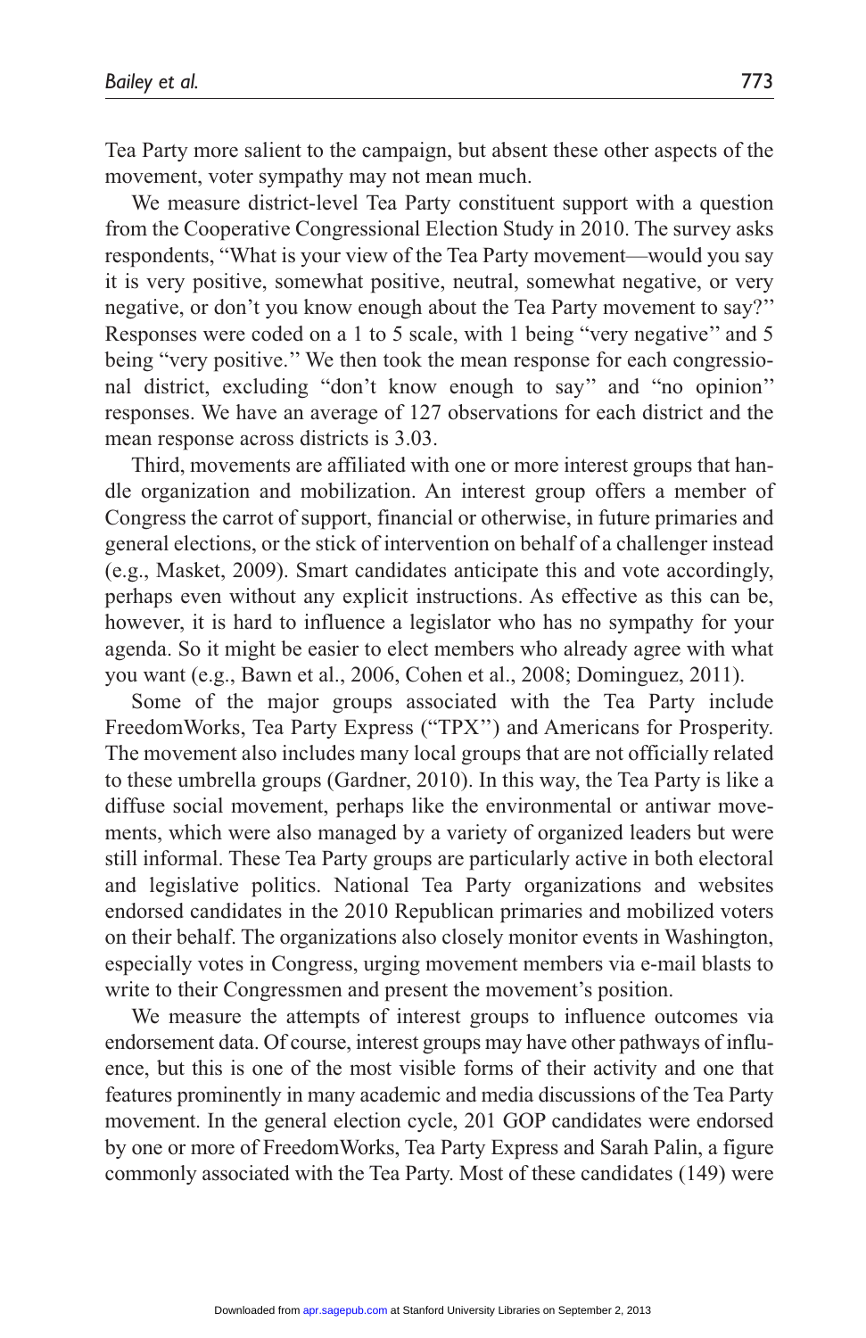Tea Party more salient to the campaign, but absent these other aspects of the movement, voter sympathy may not mean much.

We measure district-level Tea Party constituent support with a question from the Cooperative Congressional Election Study in 2010. The survey asks respondents, "What is your view of the Tea Party movement—would you say it is very positive, somewhat positive, neutral, somewhat negative, or very negative, or don't you know enough about the Tea Party movement to say?" Responses were coded on a 1 to 5 scale, with 1 being "very negative" and 5 being "very positive." We then took the mean response for each congressional district, excluding "don't know enough to say" and "no opinion" responses. We have an average of 127 observations for each district and the mean response across districts is 3.03.

Third, movements are affiliated with one or more interest groups that handle organization and mobilization. An interest group offers a member of Congress the carrot of support, financial or otherwise, in future primaries and general elections, or the stick of intervention on behalf of a challenger instead (e.g., Masket, 2009). Smart candidates anticipate this and vote accordingly, perhaps even without any explicit instructions. As effective as this can be, however, it is hard to influence a legislator who has no sympathy for your agenda. So it might be easier to elect members who already agree with what you want (e.g., Bawn et al., 2006, Cohen et al., 2008; Dominguez, 2011).

Some of the major groups associated with the Tea Party include FreedomWorks, Tea Party Express ("TPX") and Americans for Prosperity. The movement also includes many local groups that are not officially related to these umbrella groups (Gardner, 2010). In this way, the Tea Party is like a diffuse social movement, perhaps like the environmental or antiwar movements, which were also managed by a variety of organized leaders but were still informal. These Tea Party groups are particularly active in both electoral and legislative politics. National Tea Party organizations and websites endorsed candidates in the 2010 Republican primaries and mobilized voters on their behalf. The organizations also closely monitor events in Washington, especially votes in Congress, urging movement members via e-mail blasts to write to their Congressmen and present the movement's position.

We measure the attempts of interest groups to influence outcomes via endorsement data. Of course, interest groups may have other pathways of influence, but this is one of the most visible forms of their activity and one that features prominently in many academic and media discussions of the Tea Party movement. In the general election cycle, 201 GOP candidates were endorsed by one or more of FreedomWorks, Tea Party Express and Sarah Palin, a figure commonly associated with the Tea Party. Most of these candidates (149) were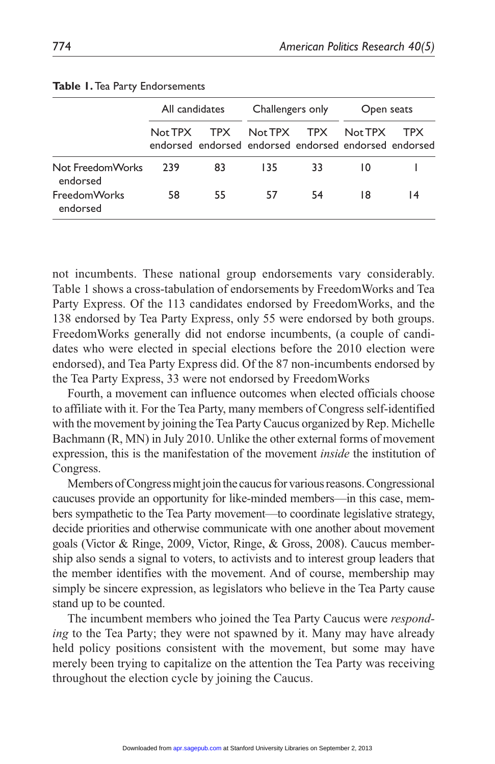**Table 1.** Tea Party Endorsements

| | All candidates | | Challengers only | | Open seats | |
|---|---|---|---|---|---|---|
| | Not TPX endorsed | TPX endorsed | Not TPX endorsed | TPX endorsed | Not TPX endorsed | TPX endorsed |
| Not FreedomWorks endorsed | 239 | 83 | 135 | 33 | 10 | 1 |
| FreedomWorks endorsed | 58 | 55 | 57 | 54 | 18 | 14 |

not incumbents. These national group endorsements vary considerably. Table 1 shows a cross-tabulation of endorsements by FreedomWorks and Tea Party Express. Of the 113 candidates endorsed by FreedomWorks, and the 138 endorsed by Tea Party Express, only 55 were endorsed by both groups. FreedomWorks generally did not endorse incumbents, (a couple of candidates who were elected in special elections before the 2010 election were endorsed), and Tea Party Express did. Of the 87 non-incumbents endorsed by the Tea Party Express, 33 were not endorsed by FreedomWorks

Fourth, a movement can influence outcomes when elected officials choose to affiliate with it. For the Tea Party, many members of Congress self-identified with the movement by joining the Tea Party Caucus organized by Rep. Michelle Bachmann (R, MN) in July 2010. Unlike the other external forms of movement expression, this is the manifestation of the movement *inside* the institution of Congress.

Members of Congress might join the caucus for various reasons. Congressional caucuses provide an opportunity for like-minded members—in this case, members sympathetic to the Tea Party movement—to coordinate legislative strategy, decide priorities and otherwise communicate with one another about movement goals (Victor & Ringe, 2009, Victor, Ringe, & Gross, 2008). Caucus membership also sends a signal to voters, to activists and to interest group leaders that the member identifies with the movement. And of course, membership may simply be sincere expression, as legislators who believe in the Tea Party cause stand up to be counted.

The incumbent members who joined the Tea Party Caucus were *responding* to the Tea Party; they were not spawned by it. Many may have already held policy positions consistent with the movement, but some may have merely been trying to capitalize on the attention the Tea Party was receiving throughout the election cycle by joining the Caucus.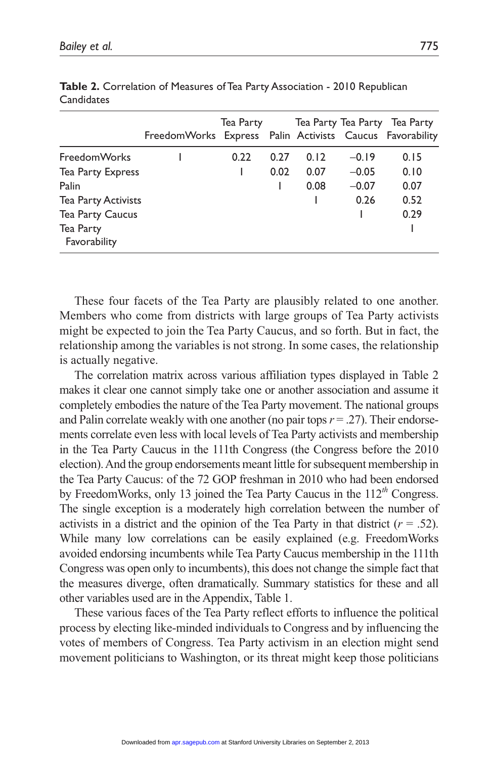**Table 2.** Correlation of Measures of Tea Party Association - 2010 Republican Candidates

| | FreedomWorks | Tea Party Express | Palin | Tea Party Activists | Tea Party Caucus | Tea Party Favorability |
|---|---|---|---|---|---|---|
| FreedomWorks | 1 | 0.22 | 0.27 | 0.12 | −0.19 | 0.15 |
| Tea Party Express | | 1 | 0.02 | 0.07 | −0.05 | 0.10 |
| Palin | | | 1 | 0.08 | −0.07 | 0.07 |
| Tea Party Activists | | | | 1 | 0.26 | 0.52 |
| Tea Party Caucus | | | | | 1 | 0.29 |
| Tea Party Favorability | | | | | | 1 |

These four facets of the Tea Party are plausibly related to one another. Members who come from districts with large groups of Tea Party activists might be expected to join the Tea Party Caucus, and so forth. But in fact, the relationship among the variables is not strong. In some cases, the relationship is actually negative.

The correlation matrix across various affiliation types displayed in Table 2 makes it clear one cannot simply take one or another association and assume it completely embodies the nature of the Tea Party movement. The national groups and Palin correlate weakly with one another (no pair tops $r = .27$). Their endorsements correlate even less with local levels of Tea Party activists and membership in the Tea Party Caucus in the 111th Congress (the Congress before the 2010 election). And the group endorsements meant little for subsequent membership in the Tea Party Caucus: of the 72 GOP freshman in 2010 who had been endorsed by FreedomWorks, only 13 joined the Tea Party Caucus in the 112$^{th}$ Congress. The single exception is a moderately high correlation between the number of activists in a district and the opinion of the Tea Party in that district ($r = .52$). While many low correlations can be easily explained (e.g. FreedomWorks avoided endorsing incumbents while Tea Party Caucus membership in the 111th Congress was open only to incumbents), this does not change the simple fact that the measures diverge, often dramatically. Summary statistics for these and all other variables used are in the Appendix, Table 1.

These various faces of the Tea Party reflect efforts to influence the political process by electing like-minded individuals to Congress and by influencing the votes of members of Congress. Tea Party activism in an election might send movement politicians to Washington, or its threat might keep those politicians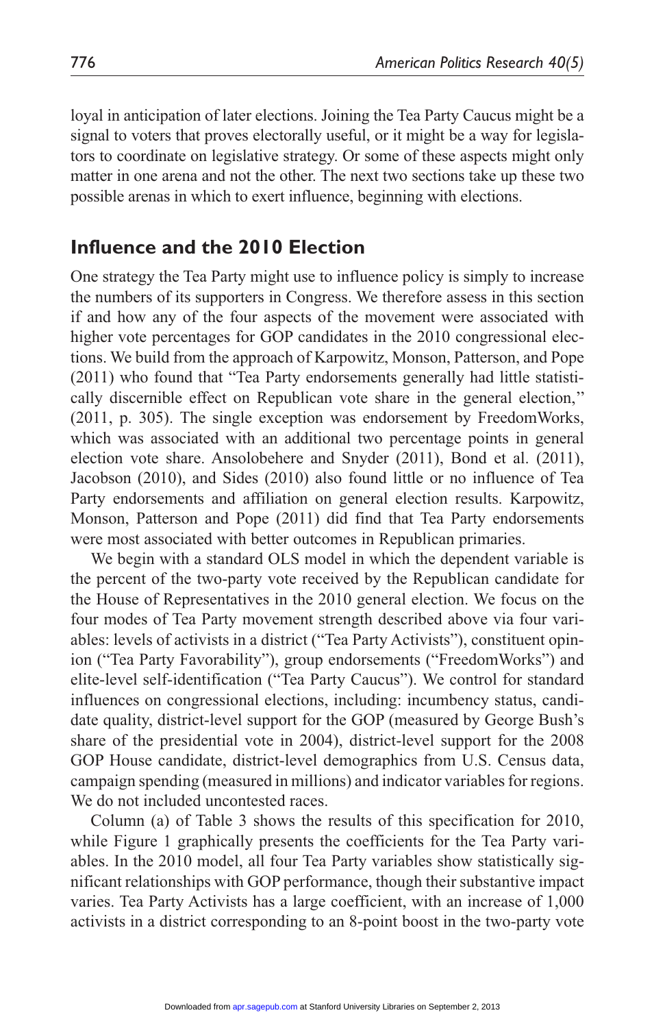loyal in anticipation of later elections. Joining the Tea Party Caucus might be a signal to voters that proves electorally useful, or it might be a way for legislators to coordinate on legislative strategy. Or some of these aspects might only matter in one arena and not the other. The next two sections take up these two possible arenas in which to exert influence, beginning with elections.

## Influence and the 2010 Election

One strategy the Tea Party might use to influence policy is simply to increase the numbers of its supporters in Congress. We therefore assess in this section if and how any of the four aspects of the movement were associated with higher vote percentages for GOP candidates in the 2010 congressional elections. We build from the approach of Karpowitz, Monson, Patterson, and Pope (2011) who found that "Tea Party endorsements generally had little statistically discernible effect on Republican vote share in the general election,'' (2011, p. 305). The single exception was endorsement by FreedomWorks, which was associated with an additional two percentage points in general election vote share. Ansolobehere and Snyder (2011), Bond et al. (2011), Jacobson (2010), and Sides (2010) also found little or no influence of Tea Party endorsements and affiliation on general election results. Karpowitz, Monson, Patterson and Pope (2011) did find that Tea Party endorsements were most associated with better outcomes in Republican primaries.

We begin with a standard OLS model in which the dependent variable is the percent of the two-party vote received by the Republican candidate for the House of Representatives in the 2010 general election. We focus on the four modes of Tea Party movement strength described above via four variables: levels of activists in a district ("Tea Party Activists"), constituent opinion ("Tea Party Favorability"), group endorsements ("FreedomWorks") and elite-level self-identification ("Tea Party Caucus"). We control for standard influences on congressional elections, including: incumbency status, candidate quality, district-level support for the GOP (measured by George Bush's share of the presidential vote in 2004), district-level support for the 2008 GOP House candidate, district-level demographics from U.S. Census data, campaign spending (measured in millions) and indicator variables for regions. We do not included uncontested races.

Column (a) of Table 3 shows the results of this specification for 2010, while Figure 1 graphically presents the coefficients for the Tea Party variables. In the 2010 model, all four Tea Party variables show statistically significant relationships with GOP performance, though their substantive impact varies. Tea Party Activists has a large coefficient, with an increase of 1,000 activists in a district corresponding to an 8-point boost in the two-party vote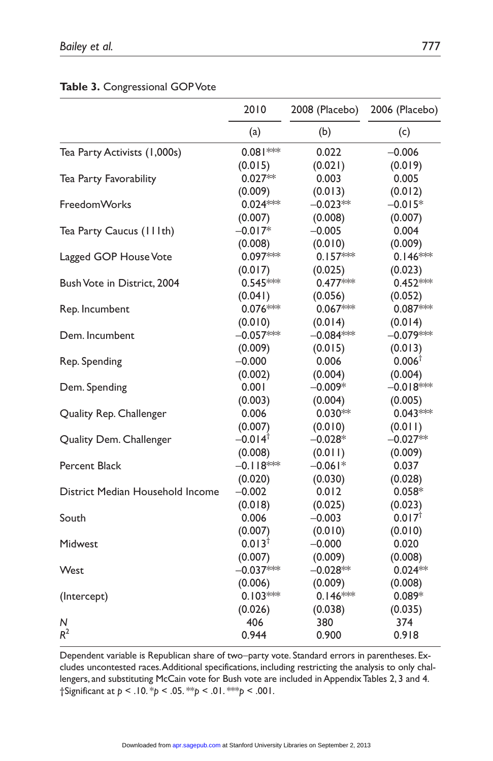**Table 3.** Congressional GOP Vote

| | 2010 | 2008 (Placebo) | 2006 (Placebo) |
|---|---|---|---|
| | (a) | (b) | (c) |
| Tea Party Activists (1,000s) | 0.081*** | 0.022 | −0.006 |
| | (0.015) | (0.021) | (0.019) |
| Tea Party Favorability | 0.027** | 0.003 | 0.005 |
| | (0.009) | (0.013) | (0.012) |
| FreedomWorks | 0.024*** | −0.023** | −0.015* |
| | (0.007) | (0.008) | (0.007) |
| Tea Party Caucus (111th) | −0.017* | −0.005 | 0.004 |
| | (0.008) | (0.010) | (0.009) |
| Lagged GOP House Vote | 0.097*** | 0.157*** | 0.146*** |
| | (0.017) | (0.025) | (0.023) |
| Bush Vote in District, 2004 | 0.545*** | 0.477*** | 0.452*** |
| | (0.041) | (0.056) | (0.052) |
| Rep. Incumbent | 0.076*** | 0.067*** | 0.087*** |
| | (0.010) | (0.014) | (0.014) |
| Dem. Incumbent | −0.057*** | −0.084*** | −0.079*** |
| | (0.009) | (0.015) | (0.013) |
| Rep. Spending | −0.000 | 0.006 | 0.006† |
| | (0.002) | (0.004) | (0.004) |
| Dem. Spending | 0.001 | −0.009* | −0.018*** |
| | (0.003) | (0.004) | (0.005) |
| Quality Rep. Challenger | 0.006 | 0.030** | 0.043*** |
| | (0.007) | (0.010) | (0.011) |
| Quality Dem. Challenger | −0.014† | −0.028* | −0.027** |
| | (0.008) | (0.011) | (0.009) |
| Percent Black | −0.118*** | −0.061* | 0.037 |
| | (0.020) | (0.030) | (0.028) |
| District Median Household Income | −0.002 | 0.012 | 0.058* |
| | (0.018) | (0.025) | (0.023) |
| South | 0.006 | −0.003 | 0.017† |
| | (0.007) | (0.010) | (0.010) |
| Midwest | 0.013† | −0.000 | 0.020 |
| | (0.007) | (0.009) | (0.008) |
| West | −0.037*** | −0.028** | 0.024** |
| | (0.006) | (0.009) | (0.008) |
| (Intercept) | 0.103*** | 0.146*** | 0.089* |
| | (0.026) | (0.038) | (0.035) |
| *N* | 406 | 380 | 374 |
| $R^2$ | 0.944 | 0.900 | 0.918 |

Dependent variable is Republican share of two–party vote. Standard errors in parentheses. Excludes uncontested races. Additional specifications, including restricting the analysis to only challengers, and substituting McCain vote for Bush vote are included in Appendix Tables 2, 3 and 4.
†Significant at $p < .10$. *$p < .05$. **$p < .01$. ***$p < .001$.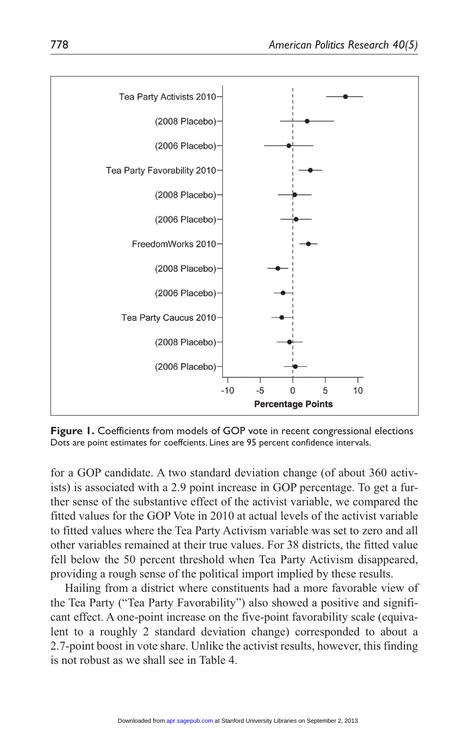**Figure 1.** Coefficients from models of GOP vote in recent congressional elections
Dots are point estimates for coeffcients. Lines are 95 percent confidence intervals.

for a GOP candidate. A two standard deviation change (of about 360 activists) is associated with a 2.9 point increase in GOP percentage. To get a further sense of the substantive effect of the activist variable, we compared the fitted values for the GOP Vote in 2010 at actual levels of the activist variable to fitted values where the Tea Party Activism variable was set to zero and all other variables remained at their true values. For 38 districts, the fitted value fell below the 50 percent threshold when Tea Party Activism disappeared, providing a rough sense of the political import implied by these results.

Hailing from a district where constituents had a more favorable view of the Tea Party ("Tea Party Favorability") also showed a positive and significant effect. A one-point increase on the five-point favorability scale (equivalent to a roughly 2 standard deviation change) corresponded to about a 2.7-point boost in vote share. Unlike the activist results, however, this finding is not robust as we shall see in Table 4.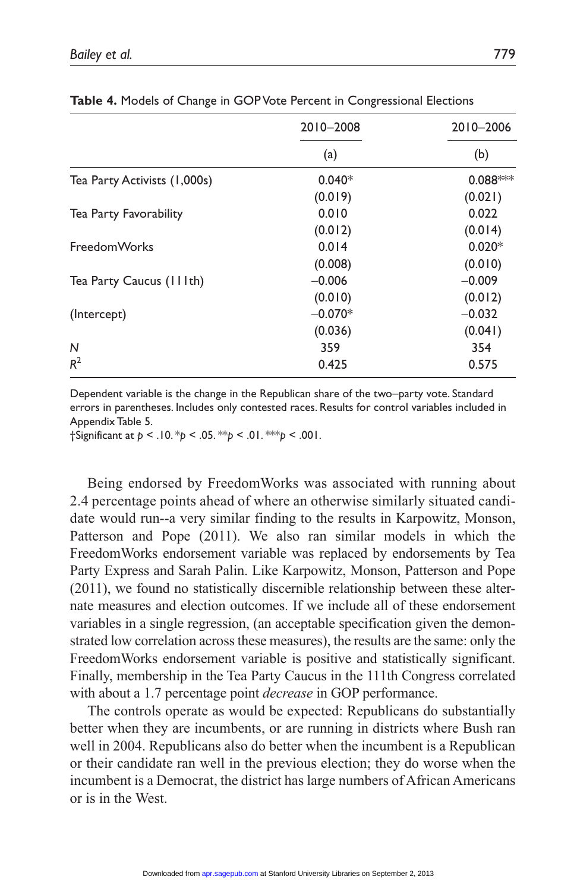**Table 4.** Models of Change in GOP Vote Percent in Congressional Elections

| | 2010–2008 | 2010–2006 |
|---|---|---|
| | (a) | (b) |
| Tea Party Activists (1,000s) | 0.040* | 0.088*** |
| | (0.019) | (0.021) |
| Tea Party Favorability | 0.010 | 0.022 |
| | (0.012) | (0.014) |
| FreedomWorks | 0.014 | 0.020* |
| | (0.008) | (0.010) |
| Tea Party Caucus (111th) | −0.006 | −0.009 |
| | (0.010) | (0.012) |
| (Intercept) | −0.070* | −0.032 |
| | (0.036) | (0.041) |
| *N* | 359 | 354 |
| $R^2$ | 0.425 | 0.575 |

Dependent variable is the change in the Republican share of the two–party vote. Standard errors in parentheses. Includes only contested races. Results for control variables included in Appendix Table 5.
†Significant at $p < .10$. *$p < .05$. **$p < .01$. ***$p < .001$.

Being endorsed by FreedomWorks was associated with running about 2.4 percentage points ahead of where an otherwise similarly situated candidate would run--a very similar finding to the results in Karpowitz, Monson, Patterson and Pope (2011). We also ran similar models in which the FreedomWorks endorsement variable was replaced by endorsements by Tea Party Express and Sarah Palin. Like Karpowitz, Monson, Patterson and Pope (2011), we found no statistically discernible relationship between these alternate measures and election outcomes. If we include all of these endorsement variables in a single regression, (an acceptable specification given the demonstrated low correlation across these measures), the results are the same: only the FreedomWorks endorsement variable is positive and statistically significant. Finally, membership in the Tea Party Caucus in the 111th Congress correlated with about a 1.7 percentage point *decrease* in GOP performance.

The controls operate as would be expected: Republicans do substantially better when they are incumbents, or are running in districts where Bush ran well in 2004. Republicans also do better when the incumbent is a Republican or their candidate ran well in the previous election; they do worse when the incumbent is a Democrat, the district has large numbers of African Americans or is in the West.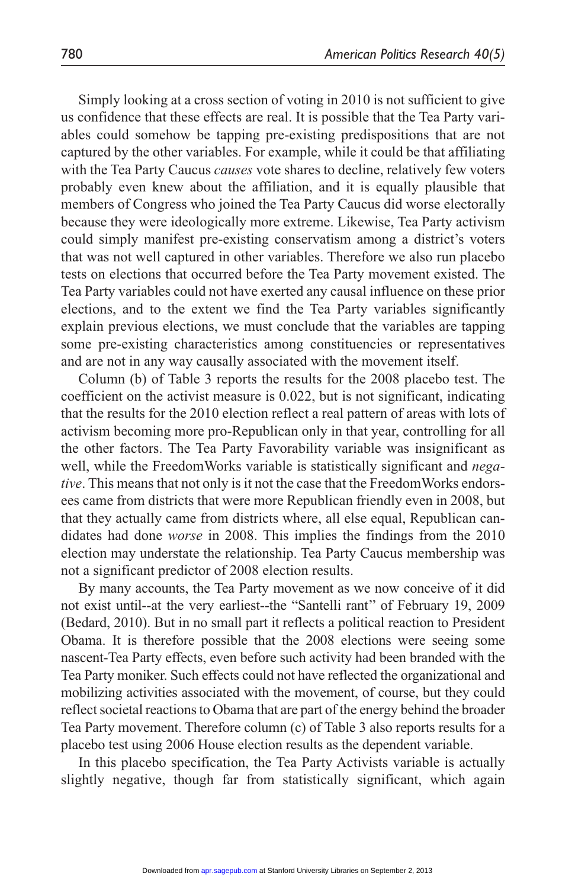Simply looking at a cross section of voting in 2010 is not sufficient to give us confidence that these effects are real. It is possible that the Tea Party variables could somehow be tapping pre-existing predispositions that are not captured by the other variables. For example, while it could be that affiliating with the Tea Party Caucus *causes* vote shares to decline, relatively few voters probably even knew about the affiliation, and it is equally plausible that members of Congress who joined the Tea Party Caucus did worse electorally because they were ideologically more extreme. Likewise, Tea Party activism could simply manifest pre-existing conservatism among a district's voters that was not well captured in other variables. Therefore we also run placebo tests on elections that occurred before the Tea Party movement existed. The Tea Party variables could not have exerted any causal influence on these prior elections, and to the extent we find the Tea Party variables significantly explain previous elections, we must conclude that the variables are tapping some pre-existing characteristics among constituencies or representatives and are not in any way causally associated with the movement itself.

Column (b) of Table 3 reports the results for the 2008 placebo test. The coefficient on the activist measure is 0.022, but is not significant, indicating that the results for the 2010 election reflect a real pattern of areas with lots of activism becoming more pro-Republican only in that year, controlling for all the other factors. The Tea Party Favorability variable was insignificant as well, while the FreedomWorks variable is statistically significant and *negative*. This means that not only is it not the case that the FreedomWorks endorsees came from districts that were more Republican friendly even in 2008, but that they actually came from districts where, all else equal, Republican candidates had done *worse* in 2008. This implies the findings from the 2010 election may understate the relationship. Tea Party Caucus membership was not a significant predictor of 2008 election results.

By many accounts, the Tea Party movement as we now conceive of it did not exist until--at the very earliest--the "Santelli rant" of February 19, 2009 (Bedard, 2010). But in no small part it reflects a political reaction to President Obama. It is therefore possible that the 2008 elections were seeing some nascent-Tea Party effects, even before such activity had been branded with the Tea Party moniker. Such effects could not have reflected the organizational and mobilizing activities associated with the movement, of course, but they could reflect societal reactions to Obama that are part of the energy behind the broader Tea Party movement. Therefore column (c) of Table 3 also reports results for a placebo test using 2006 House election results as the dependent variable.

In this placebo specification, the Tea Party Activists variable is actually slightly negative, though far from statistically significant, which again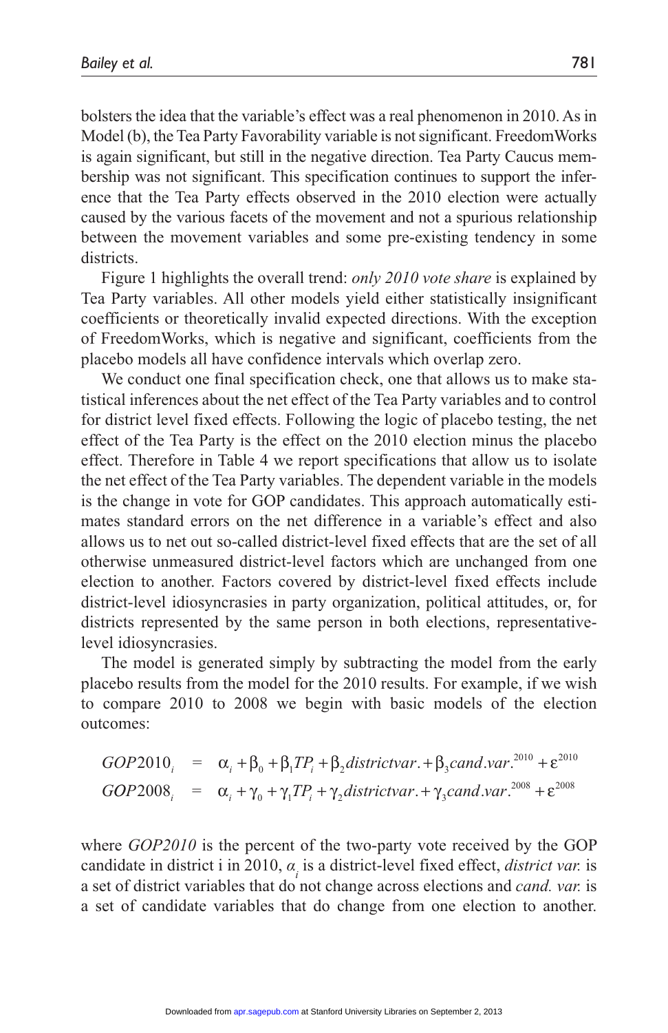bolsters the idea that the variable's effect was a real phenomenon in 2010. As in Model (b), the Tea Party Favorability variable is not significant. FreedomWorks is again significant, but still in the negative direction. Tea Party Caucus membership was not significant. This specification continues to support the inference that the Tea Party effects observed in the 2010 election were actually caused by the various facets of the movement and not a spurious relationship between the movement variables and some pre-existing tendency in some districts.

Figure 1 highlights the overall trend: *only 2010 vote share* is explained by Tea Party variables. All other models yield either statistically insignificant coefficients or theoretically invalid expected directions. With the exception of FreedomWorks, which is negative and significant, coefficients from the placebo models all have confidence intervals which overlap zero.

We conduct one final specification check, one that allows us to make statistical inferences about the net effect of the Tea Party variables and to control for district level fixed effects. Following the logic of placebo testing, the net effect of the Tea Party is the effect on the 2010 election minus the placebo effect. Therefore in Table 4 we report specifications that allow us to isolate the net effect of the Tea Party variables. The dependent variable in the models is the change in vote for GOP candidates. This approach automatically estimates standard errors on the net difference in a variable's effect and also allows us to net out so-called district-level fixed effects that are the set of all otherwise unmeasured district-level factors which are unchanged from one election to another. Factors covered by district-level fixed effects include district-level idiosyncrasies in party organization, political attitudes, or, for districts represented by the same person in both elections, representative-level idiosyncrasies.

The model is generated simply by subtracting the model from the early placebo results from the model for the 2010 results. For example, if we wish to compare 2010 to 2008 we begin with basic models of the election outcomes:

$$GOP2010_i = \alpha_i + \beta_0 + \beta_1 TP_i + \beta_2 districtvar. + \beta_3 cand.var.^{2010} + \varepsilon^{2010}$$
$$GOP2008_i = \alpha_i + \gamma_0 + \gamma_1 TP_i + \gamma_2 districtvar. + \gamma_3 cand.var.^{2008} + \varepsilon^{2008}$$

where *GOP2010* is the percent of the two-party vote received by the GOP candidate in district i in 2010, $\alpha_i$ is a district-level fixed effect, *district var.* is a set of district variables that do not change across elections and *cand. var.* is a set of candidate variables that do change from one election to another.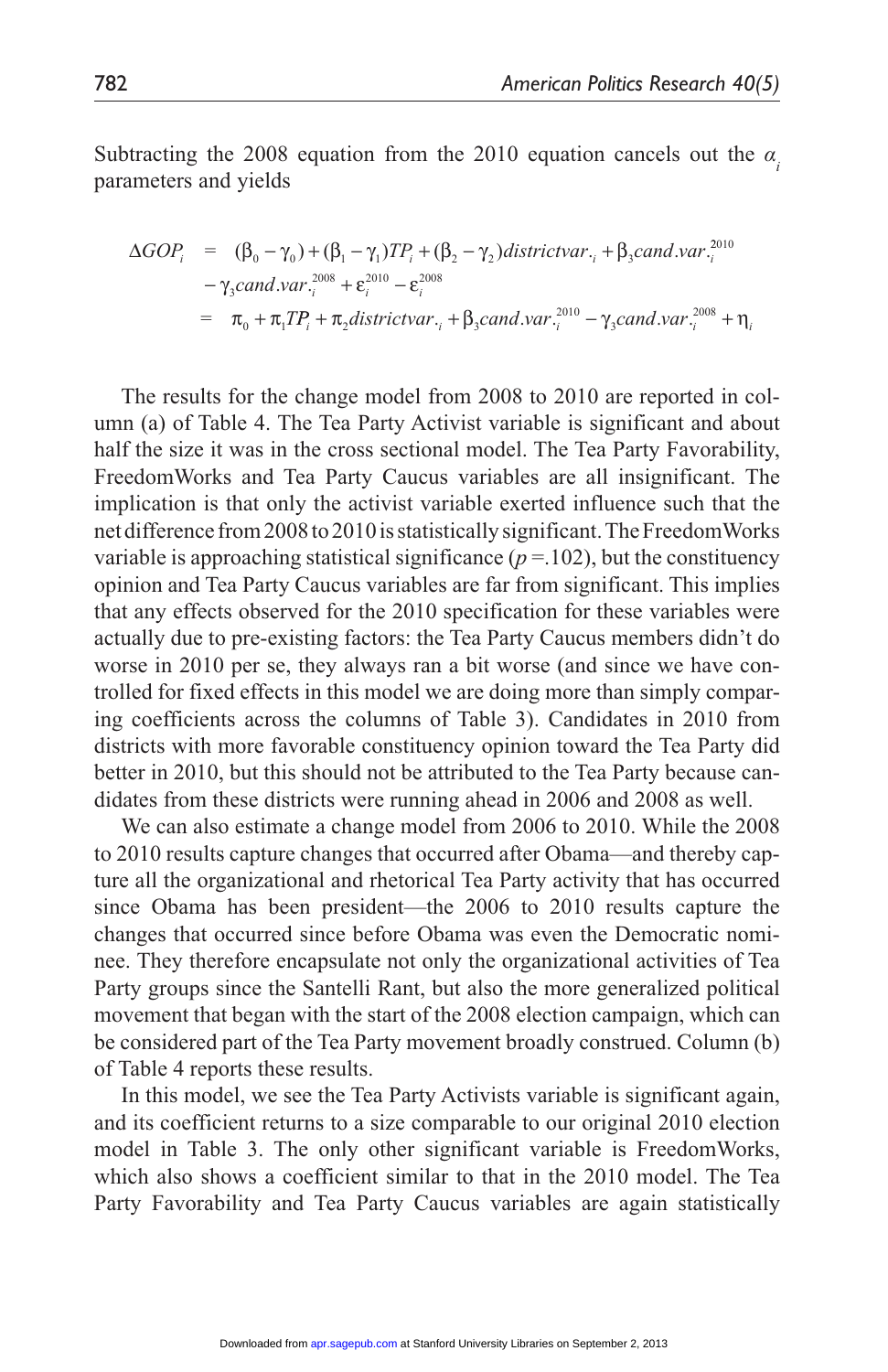Subtracting the 2008 equation from the 2010 equation cancels out the $\alpha_i$ parameters and yields

$$
\begin{aligned}
\Delta GOP_i &= (\beta_0 - \gamma_0) + (\beta_1 - \gamma_1)TP_i + (\beta_2 - \gamma_2)districtvar._i + \beta_3 cand.var._i^{2010} \\
&\quad - \gamma_3 cand.var._i^{2008} + \varepsilon_i^{2010} - \varepsilon_i^{2008} \\
&= \pi_0 + \pi_1 TP_i + \pi_2 districtvar._i + \beta_3 cand.var._i^{2010} - \gamma_3 cand.var._i^{2008} + \eta_i
\end{aligned}
$$

The results for the change model from 2008 to 2010 are reported in column (a) of Table 4. The Tea Party Activist variable is significant and about half the size it was in the cross sectional model. The Tea Party Favorability, FreedomWorks and Tea Party Caucus variables are all insignificant. The implication is that only the activist variable exerted influence such that the net difference from 2008 to 2010 is statistically significant. The FreedomWorks variable is approaching statistical significance ($p = .102$), but the constituency opinion and Tea Party Caucus variables are far from significant. This implies that any effects observed for the 2010 specification for these variables were actually due to pre-existing factors: the Tea Party Caucus members didn't do worse in 2010 per se, they always ran a bit worse (and since we have controlled for fixed effects in this model we are doing more than simply comparing coefficients across the columns of Table 3). Candidates in 2010 from districts with more favorable constituency opinion toward the Tea Party did better in 2010, but this should not be attributed to the Tea Party because candidates from these districts were running ahead in 2006 and 2008 as well.

We can also estimate a change model from 2006 to 2010. While the 2008 to 2010 results capture changes that occurred after Obama—and thereby capture all the organizational and rhetorical Tea Party activity that has occurred since Obama has been president—the 2006 to 2010 results capture the changes that occurred since before Obama was even the Democratic nominee. They therefore encapsulate not only the organizational activities of Tea Party groups since the Santelli Rant, but also the more generalized political movement that began with the start of the 2008 election campaign, which can be considered part of the Tea Party movement broadly construed. Column (b) of Table 4 reports these results.

In this model, we see the Tea Party Activists variable is significant again, and its coefficient returns to a size comparable to our original 2010 election model in Table 3. The only other significant variable is FreedomWorks, which also shows a coefficient similar to that in the 2010 model. The Tea Party Favorability and Tea Party Caucus variables are again statistically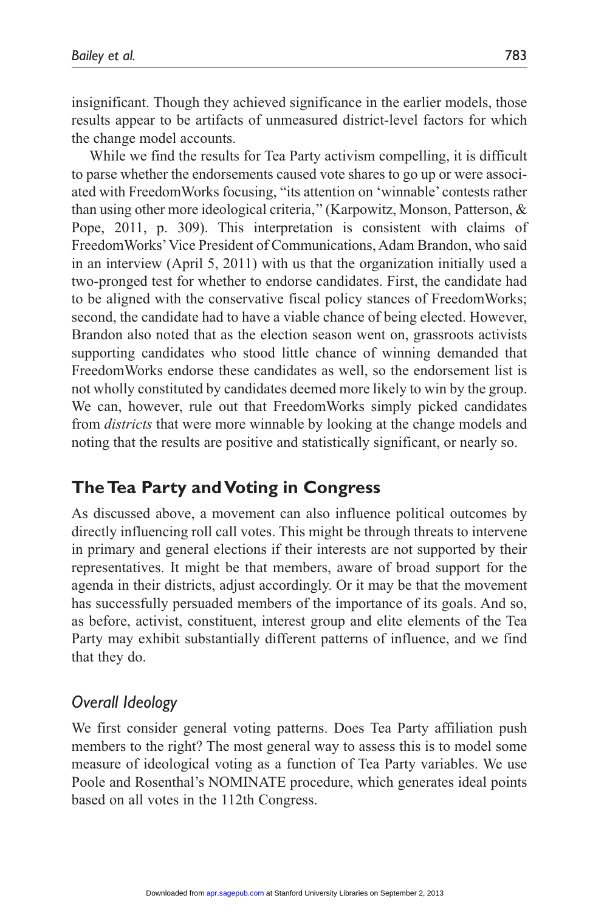insignificant. Though they achieved significance in the earlier models, those results appear to be artifacts of unmeasured district-level factors for which the change model accounts.

While we find the results for Tea Party activism compelling, it is difficult to parse whether the endorsements caused vote shares to go up or were associated with FreedomWorks focusing, "its attention on 'winnable' contests rather than using other more ideological criteria," (Karpowitz, Monson, Patterson, & Pope, 2011, p. 309). This interpretation is consistent with claims of FreedomWorks' Vice President of Communications, Adam Brandon, who said in an interview (April 5, 2011) with us that the organization initially used a two-pronged test for whether to endorse candidates. First, the candidate had to be aligned with the conservative fiscal policy stances of FreedomWorks; second, the candidate had to have a viable chance of being elected. However, Brandon also noted that as the election season went on, grassroots activists supporting candidates who stood little chance of winning demanded that FreedomWorks endorse these candidates as well, so the endorsement list is not wholly constituted by candidates deemed more likely to win by the group. We can, however, rule out that FreedomWorks simply picked candidates from *districts* that were more winnable by looking at the change models and noting that the results are positive and statistically significant, or nearly so.

## The Tea Party and Voting in Congress

As discussed above, a movement can also influence political outcomes by directly influencing roll call votes. This might be through threats to intervene in primary and general elections if their interests are not supported by their representatives. It might be that members, aware of broad support for the agenda in their districts, adjust accordingly. Or it may be that the movement has successfully persuaded members of the importance of its goals. And so, as before, activist, constituent, interest group and elite elements of the Tea Party may exhibit substantially different patterns of influence, and we find that they do.

### *Overall Ideology*

We first consider general voting patterns. Does Tea Party affiliation push members to the right? The most general way to assess this is to model some measure of ideological voting as a function of Tea Party variables. We use Poole and Rosenthal's NOMINATE procedure, which generates ideal points based on all votes in the 112th Congress.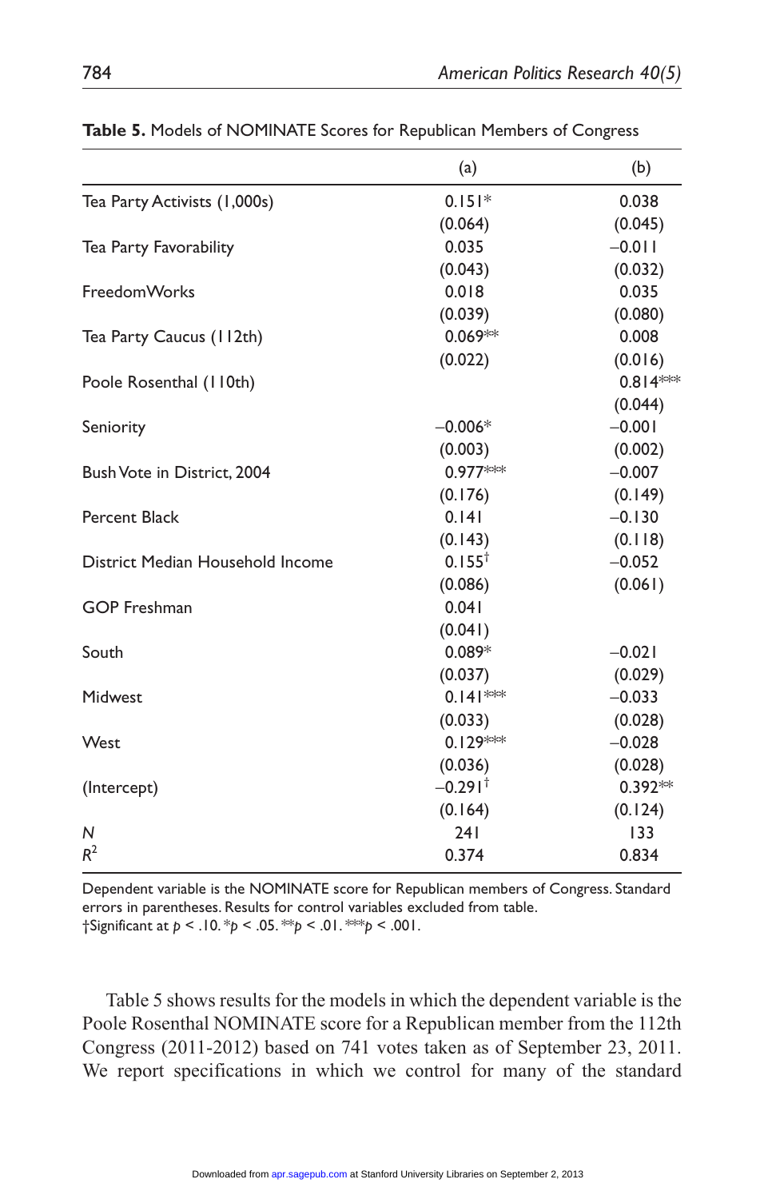**Table 5.** Models of NOMINATE Scores for Republican Members of Congress

| | (a) | (b) |
|---|---|---|
| Tea Party Activists (1,000s) | 0.151* | 0.038 |
| | (0.064) | (0.045) |
| Tea Party Favorability | 0.035 | −0.011 |
| | (0.043) | (0.032) |
| FreedomWorks | 0.018 | 0.035 |
| | (0.039) | (0.080) |
| Tea Party Caucus (112th) | 0.069** | 0.008 |
| | (0.022) | (0.016) |
| Poole Rosenthal (110th) | | 0.814*** |
| | | (0.044) |
| Seniority | −0.006* | −0.001 |
| | (0.003) | (0.002) |
| Bush Vote in District, 2004 | 0.977*** | −0.007 |
| | (0.176) | (0.149) |
| Percent Black | 0.141 | −0.130 |
| | (0.143) | (0.118) |
| District Median Household Income | 0.155† | −0.052 |
| | (0.086) | (0.061) |
| GOP Freshman | 0.041 | |
| | (0.041) | |
| South | 0.089* | −0.021 |
| | (0.037) | (0.029) |
| Midwest | 0.141*** | −0.033 |
| | (0.033) | (0.028) |
| West | 0.129*** | −0.028 |
| | (0.036) | (0.028) |
| (Intercept) | −0.291† | 0.392** |
| | (0.164) | (0.124) |
| *N* | 241 | 133 |
| $R^2$ | 0.374 | 0.834 |

Dependent variable is the NOMINATE score for Republican members of Congress. Standard errors in parentheses. Results for control variables excluded from table.
†Significant at $p < .10$. *$p < .05$. **$p < .01$. ***$p < .001$.

Table 5 shows results for the models in which the dependent variable is the Poole Rosenthal NOMINATE score for a Republican member from the 112th Congress (2011-2012) based on 741 votes taken as of September 23, 2011. We report specifications in which we control for many of the standard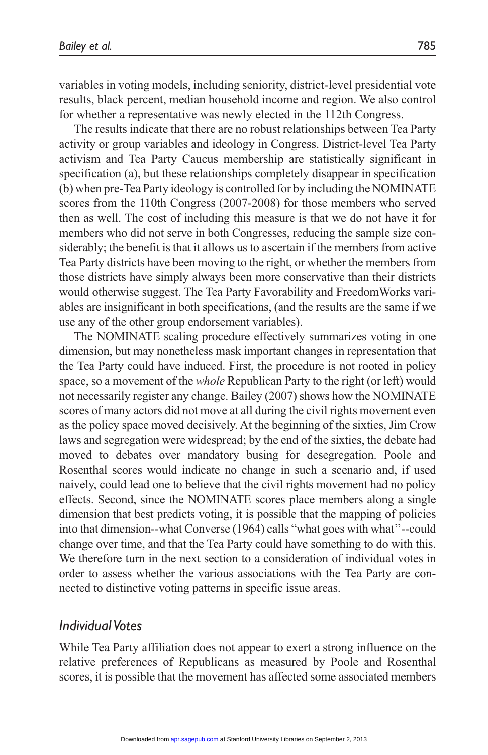variables in voting models, including seniority, district-level presidential vote results, black percent, median household income and region. We also control for whether a representative was newly elected in the 112th Congress.

The results indicate that there are no robust relationships between Tea Party activity or group variables and ideology in Congress. District-level Tea Party activism and Tea Party Caucus membership are statistically significant in specification (a), but these relationships completely disappear in specification (b) when pre-Tea Party ideology is controlled for by including the NOMINATE scores from the 110th Congress (2007-2008) for those members who served then as well. The cost of including this measure is that we do not have it for members who did not serve in both Congresses, reducing the sample size considerably; the benefit is that it allows us to ascertain if the members from active Tea Party districts have been moving to the right, or whether the members from those districts have simply always been more conservative than their districts would otherwise suggest. The Tea Party Favorability and FreedomWorks variables are insignificant in both specifications, (and the results are the same if we use any of the other group endorsement variables).

The NOMINATE scaling procedure effectively summarizes voting in one dimension, but may nonetheless mask important changes in representation that the Tea Party could have induced. First, the procedure is not rooted in policy space, so a movement of the *whole* Republican Party to the right (or left) would not necessarily register any change. Bailey (2007) shows how the NOMINATE scores of many actors did not move at all during the civil rights movement even as the policy space moved decisively. At the beginning of the sixties, Jim Crow laws and segregation were widespread; by the end of the sixties, the debate had moved to debates over mandatory busing for desegregation. Poole and Rosenthal scores would indicate no change in such a scenario and, if used naively, could lead one to believe that the civil rights movement had no policy effects. Second, since the NOMINATE scores place members along a single dimension that best predicts voting, it is possible that the mapping of policies into that dimension--what Converse (1964) calls "what goes with what"--could change over time, and that the Tea Party could have something to do with this. We therefore turn in the next section to a consideration of individual votes in order to assess whether the various associations with the Tea Party are connected to distinctive voting patterns in specific issue areas.

### *Individual Votes*

While Tea Party affiliation does not appear to exert a strong influence on the relative preferences of Republicans as measured by Poole and Rosenthal scores, it is possible that the movement has affected some associated members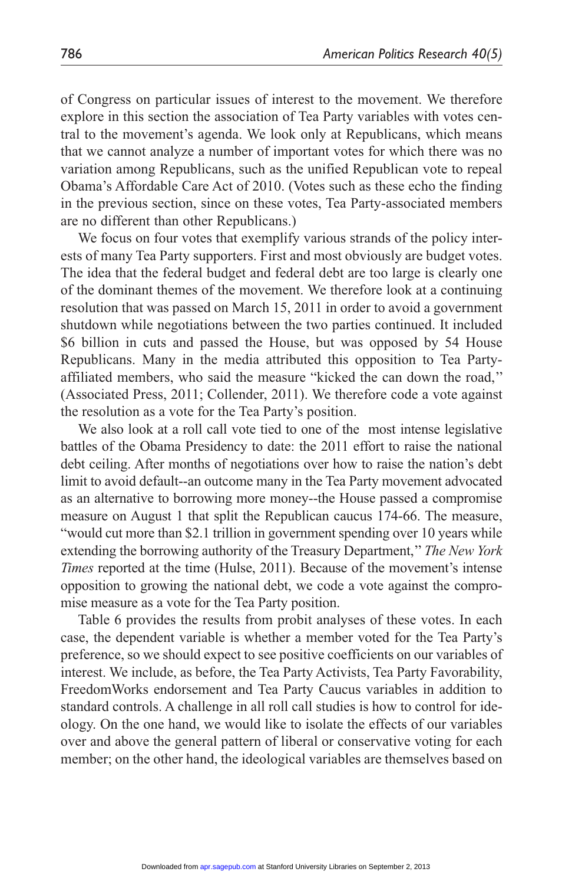of Congress on particular issues of interest to the movement. We therefore explore in this section the association of Tea Party variables with votes central to the movement's agenda. We look only at Republicans, which means that we cannot analyze a number of important votes for which there was no variation among Republicans, such as the unified Republican vote to repeal Obama's Affordable Care Act of 2010. (Votes such as these echo the finding in the previous section, since on these votes, Tea Party-associated members are no different than other Republicans.)

We focus on four votes that exemplify various strands of the policy interests of many Tea Party supporters. First and most obviously are budget votes. The idea that the federal budget and federal debt are too large is clearly one of the dominant themes of the movement. We therefore look at a continuing resolution that was passed on March 15, 2011 in order to avoid a government shutdown while negotiations between the two parties continued. It included \$6 billion in cuts and passed the House, but was opposed by 54 House Republicans. Many in the media attributed this opposition to Tea Party-affiliated members, who said the measure "kicked the can down the road," (Associated Press, 2011; Collender, 2011). We therefore code a vote against the resolution as a vote for the Tea Party's position.

We also look at a roll call vote tied to one of the most intense legislative battles of the Obama Presidency to date: the 2011 effort to raise the national debt ceiling. After months of negotiations over how to raise the nation's debt limit to avoid default--an outcome many in the Tea Party movement advocated as an alternative to borrowing more money--the House passed a compromise measure on August 1 that split the Republican caucus 174-66. The measure, "would cut more than \$2.1 trillion in government spending over 10 years while extending the borrowing authority of the Treasury Department," *The New York Times* reported at the time (Hulse, 2011). Because of the movement's intense opposition to growing the national debt, we code a vote against the compromise measure as a vote for the Tea Party position.

Table 6 provides the results from probit analyses of these votes. In each case, the dependent variable is whether a member voted for the Tea Party's preference, so we should expect to see positive coefficients on our variables of interest. We include, as before, the Tea Party Activists, Tea Party Favorability, FreedomWorks endorsement and Tea Party Caucus variables in addition to standard controls. A challenge in all roll call studies is how to control for ideology. On the one hand, we would like to isolate the effects of our variables over and above the general pattern of liberal or conservative voting for each member; on the other hand, the ideological variables are themselves based on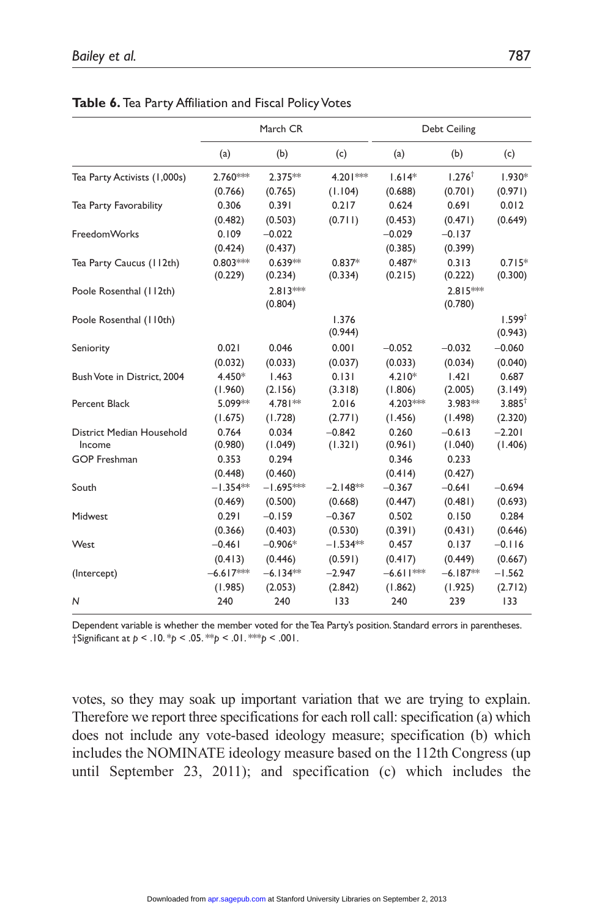**Table 6.** Tea Party Affiliation and Fiscal Policy Votes

| | March CR | | | Debt Ceiling | | |
|---|---|---|---|---|---|---|
| | (a) | (b) | (c) | (a) | (b) | (c) |
| Tea Party Activists (1,000s) | 2.760*** | 2.375** | 4.201*** | 1.614* | 1.276† | 1.930* |
| | (0.766) | (0.765) | (1.104) | (0.688) | (0.701) | (0.971) |
| Tea Party Favorability | 0.306 | 0.391 | 0.217 | 0.624 | 0.691 | 0.012 |
| | (0.482) | (0.503) | (0.711) | (0.453) | (0.471) | (0.649) |
| FreedomWorks | 0.109 | −0.022 | | −0.029 | −0.137 | |
| | (0.424) | (0.437) | | (0.385) | (0.399) | |
| Tea Party Caucus (112th) | 0.803*** | 0.639** | 0.837* | 0.487* | 0.313 | 0.715* |
| | (0.229) | (0.234) | (0.334) | (0.215) | (0.222) | (0.300) |
| Poole Rosenthal (112th) | | 2.813*** | | | 2.815*** | |
| | | (0.804) | | | (0.780) | |
| Poole Rosenthal (110th) | | | 1.376 | | | 1.599† |
| | | | (0.944) | | | (0.943) |
| Seniority | 0.021 | 0.046 | 0.001 | −0.052 | −0.032 | −0.060 |
| | (0.032) | (0.033) | (0.037) | (0.033) | (0.034) | (0.040) |
| Bush Vote in District, 2004 | 4.450* | 1.463 | 0.131 | 4.210* | 1.421 | 0.687 |
| | (1.960) | (2.156) | (3.318) | (1.806) | (2.005) | (3.149) |
| Percent Black | 5.099** | 4.781** | 2.016 | 4.203*** | 3.983** | 3.885† |
| | (1.675) | (1.728) | (2.771) | (1.456) | (1.498) | (2.320) |
| District Median Household Income | 0.764 | 0.034 | −0.842 | 0.260 | −0.613 | −2.201 |
| | (0.980) | (1.049) | (1.321) | (0.961) | (1.040) | (1.406) |
| GOP Freshman | 0.353 | 0.294 | | 0.346 | 0.233 | |
| | (0.448) | (0.460) | | (0.414) | (0.427) | |
| South | −1.354** | −1.695*** | −2.148** | −0.367 | −0.641 | −0.694 |
| | (0.469) | (0.500) | (0.668) | (0.447) | (0.481) | (0.693) |
| Midwest | 0.291 | −0.159 | −0.367 | 0.502 | 0.150 | 0.284 |
| | (0.366) | (0.403) | (0.530) | (0.391) | (0.431) | (0.646) |
| West | −0.461 | −0.906* | −1.534** | 0.457 | 0.137 | −0.116 |
| | (0.413) | (0.446) | (0.591) | (0.417) | (0.449) | (0.667) |
| (Intercept) | −6.617*** | −6.134** | −2.947 | −6.611*** | −6.187** | −1.562 |
| | (1.985) | (2.053) | (2.842) | (1.862) | (1.925) | (2.712) |
| *N* | 240 | 240 | 133 | 240 | 239 | 133 |

Dependent variable is whether the member voted for the Tea Party's position. Standard errors in parentheses.
†Significant at $p < .10$. \*$p < .05$. \*\*$p < .01$. \*\*\*$p < .001$.

votes, so they may soak up important variation that we are trying to explain. Therefore we report three specifications for each roll call: specification (a) which does not include any vote-based ideology measure; specification (b) which includes the NOMINATE ideology measure based on the 112th Congress (up until September 23, 2011); and specification (c) which includes the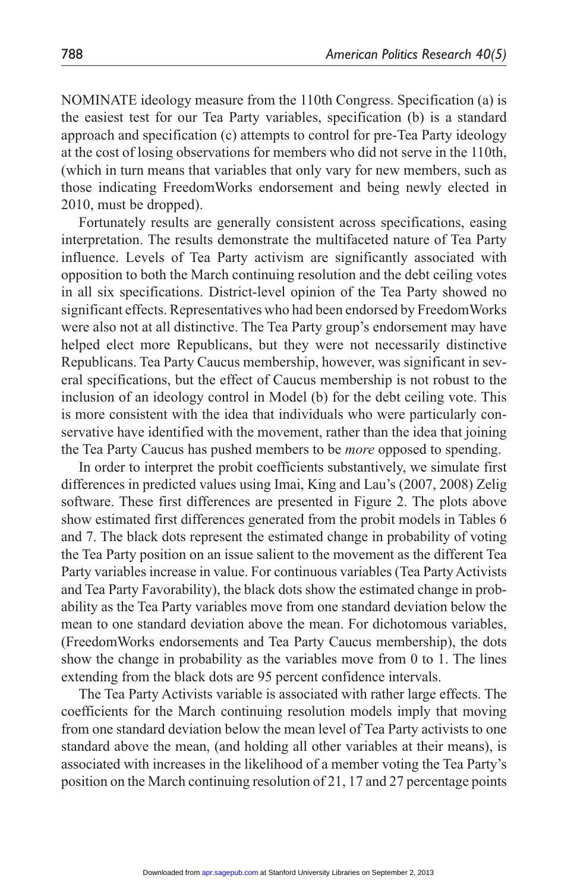NOMINATE ideology measure from the 110th Congress. Specification (a) is the easiest test for our Tea Party variables, specification (b) is a standard approach and specification (c) attempts to control for pre-Tea Party ideology at the cost of losing observations for members who did not serve in the 110th, (which in turn means that variables that only vary for new members, such as those indicating FreedomWorks endorsement and being newly elected in 2010, must be dropped).

Fortunately results are generally consistent across specifications, easing interpretation. The results demonstrate the multifaceted nature of Tea Party influence. Levels of Tea Party activism are significantly associated with opposition to both the March continuing resolution and the debt ceiling votes in all six specifications. District-level opinion of the Tea Party showed no significant effects. Representatives who had been endorsed by FreedomWorks were also not at all distinctive. The Tea Party group's endorsement may have helped elect more Republicans, but they were not necessarily distinctive Republicans. Tea Party Caucus membership, however, was significant in several specifications, but the effect of Caucus membership is not robust to the inclusion of an ideology control in Model (b) for the debt ceiling vote. This is more consistent with the idea that individuals who were particularly conservative have identified with the movement, rather than the idea that joining the Tea Party Caucus has pushed members to be *more* opposed to spending.

In order to interpret the probit coefficients substantively, we simulate first differences in predicted values using Imai, King and Lau's (2007, 2008) Zelig software. These first differences are presented in Figure 2. The plots above show estimated first differences generated from the probit models in Tables 6 and 7. The black dots represent the estimated change in probability of voting the Tea Party position on an issue salient to the movement as the different Tea Party variables increase in value. For continuous variables (Tea Party Activists and Tea Party Favorability), the black dots show the estimated change in probability as the Tea Party variables move from one standard deviation below the mean to one standard deviation above the mean. For dichotomous variables, (FreedomWorks endorsements and Tea Party Caucus membership), the dots show the change in probability as the variables move from 0 to 1. The lines extending from the black dots are 95 percent confidence intervals.

The Tea Party Activists variable is associated with rather large effects. The coefficients for the March continuing resolution models imply that moving from one standard deviation below the mean level of Tea Party activists to one standard above the mean, (and holding all other variables at their means), is associated with increases in the likelihood of a member voting the Tea Party's position on the March continuing resolution of 21, 17 and 27 percentage points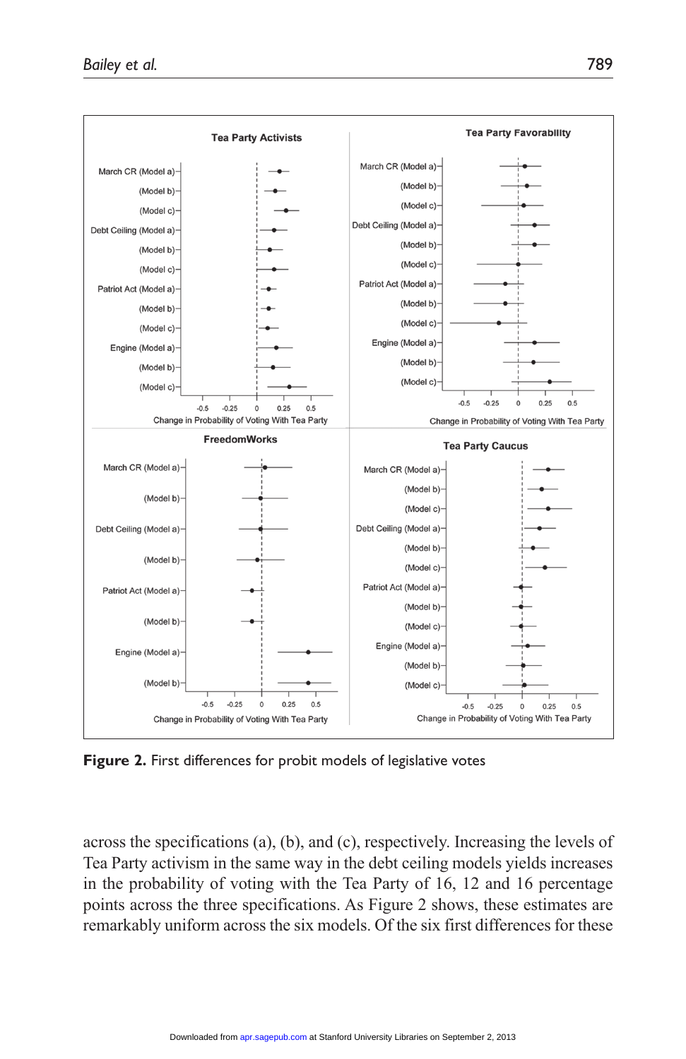**Figure 2.** First differences for probit models of legislative votes

across the specifications (a), (b), and (c), respectively. Increasing the levels of Tea Party activism in the same way in the debt ceiling models yields increases in the probability of voting with the Tea Party of 16, 12 and 16 percentage points across the three specifications. As Figure 2 shows, these estimates are remarkably uniform across the six models. Of the six first differences for these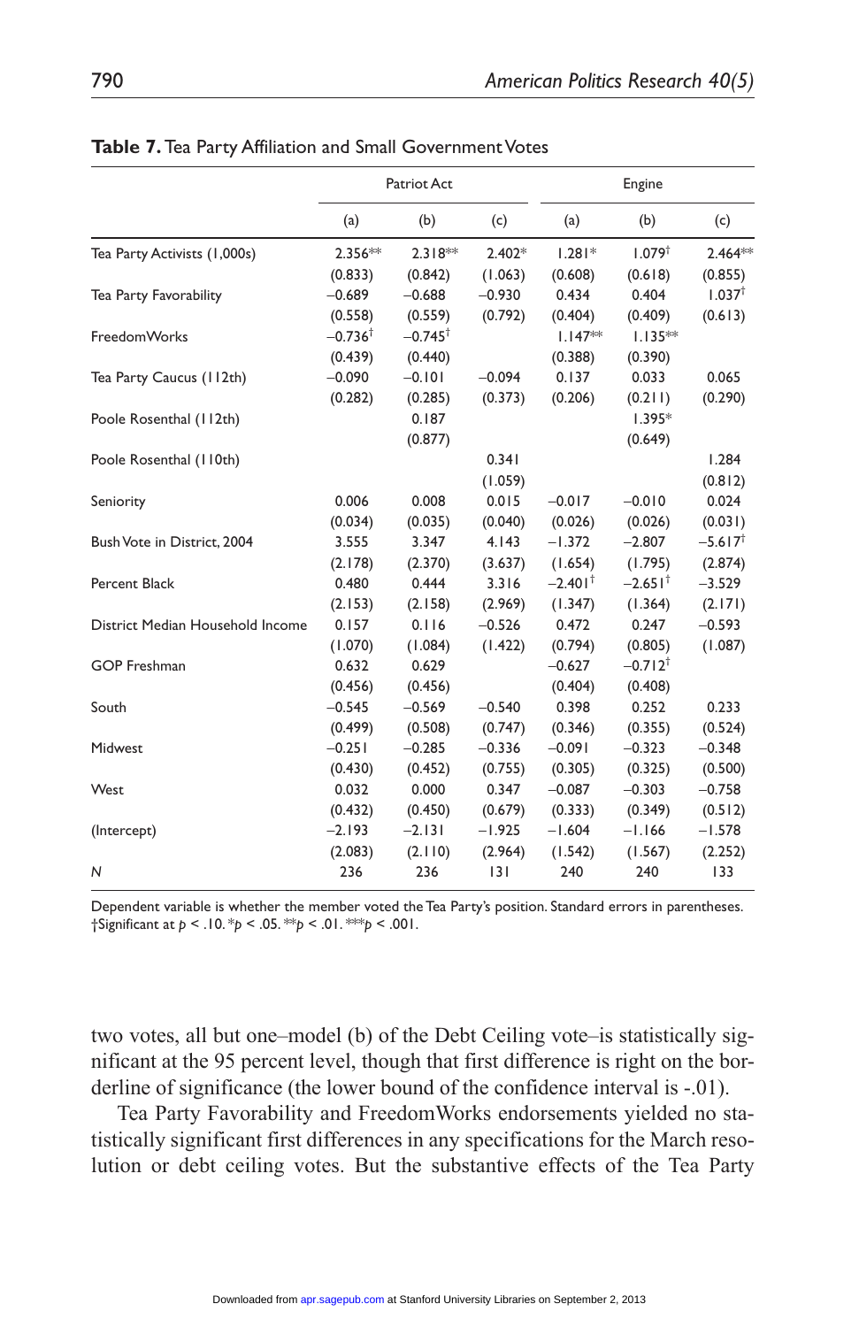**Table 7.** Tea Party Affiliation and Small Government Votes

| | Patriot Act | | | Engine | | |
|---|---|---|---|---|---|---|
| | (a) | (b) | (c) | (a) | (b) | (c) |
| Tea Party Activists (1,000s) | 2.356** | 2.318** | 2.402* | 1.281* | 1.079† | 2.464** |
| | (0.833) | (0.842) | (1.063) | (0.608) | (0.618) | (0.855) |
| Tea Party Favorability | −0.689 | −0.688 | −0.930 | 0.434 | 0.404 | 1.037† |
| | (0.558) | (0.559) | (0.792) | (0.404) | (0.409) | (0.613) |
| FreedomWorks | −0.736† | −0.745† | | 1.147** | 1.135** | |
| | (0.439) | (0.440) | | (0.388) | (0.390) | |
| Tea Party Caucus (112th) | −0.090 | −0.101 | −0.094 | 0.137 | 0.033 | 0.065 |
| | (0.282) | (0.285) | (0.373) | (0.206) | (0.211) | (0.290) |
| Poole Rosenthal (112th) | | 0.187 | | | 1.395* | |
| | | (0.877) | | | (0.649) | |
| Poole Rosenthal (110th) | | | 0.341 | | | 1.284 |
| | | | (1.059) | | | (0.812) |
| Seniority | 0.006 | 0.008 | 0.015 | −0.017 | −0.010 | 0.024 |
| | (0.034) | (0.035) | (0.040) | (0.026) | (0.026) | (0.031) |
| Bush Vote in District, 2004 | 3.555 | 3.347 | 4.143 | −1.372 | −2.807 | −5.617† |
| | (2.178) | (2.370) | (3.637) | (1.654) | (1.795) | (2.874) |
| Percent Black | 0.480 | 0.444 | 3.316 | −2.401† | −2.651† | −3.529 |
| | (2.153) | (2.158) | (2.969) | (1.347) | (1.364) | (2.171) |
| District Median Household Income | 0.157 | 0.116 | −0.526 | 0.472 | 0.247 | −0.593 |
| | (1.070) | (1.084) | (1.422) | (0.794) | (0.805) | (1.087) |
| GOP Freshman | 0.632 | 0.629 | | −0.627 | −0.712† | |
| | (0.456) | (0.456) | | (0.404) | (0.408) | |
| South | −0.545 | −0.569 | −0.540 | 0.398 | 0.252 | 0.233 |
| | (0.499) | (0.508) | (0.747) | (0.346) | (0.355) | (0.524) |
| Midwest | −0.251 | −0.285 | −0.336 | −0.091 | −0.323 | −0.348 |
| | (0.430) | (0.452) | (0.755) | (0.305) | (0.325) | (0.500) |
| West | 0.032 | 0.000 | 0.347 | −0.087 | −0.303 | −0.758 |
| | (0.432) | (0.450) | (0.679) | (0.333) | (0.349) | (0.512) |
| (Intercept) | −2.193 | −2.131 | −1.925 | −1.604 | −1.166 | −1.578 |
| | (2.083) | (2.110) | (2.964) | (1.542) | (1.567) | (2.252) |
| *N* | 236 | 236 | 131 | 240 | 240 | 133 |

Dependent variable is whether the member voted the Tea Party's position. Standard errors in parentheses.
†Significant at $p < .10$. *$p < .05$. **$p < .01$. ***$p < .001$.

two votes, all but one–model (b) of the Debt Ceiling vote–is statistically significant at the 95 percent level, though that first difference is right on the borderline of significance (the lower bound of the confidence interval is -.01).

Tea Party Favorability and FreedomWorks endorsements yielded no statistically significant first differences in any specifications for the March resolution or debt ceiling votes. But the substantive effects of the Tea Party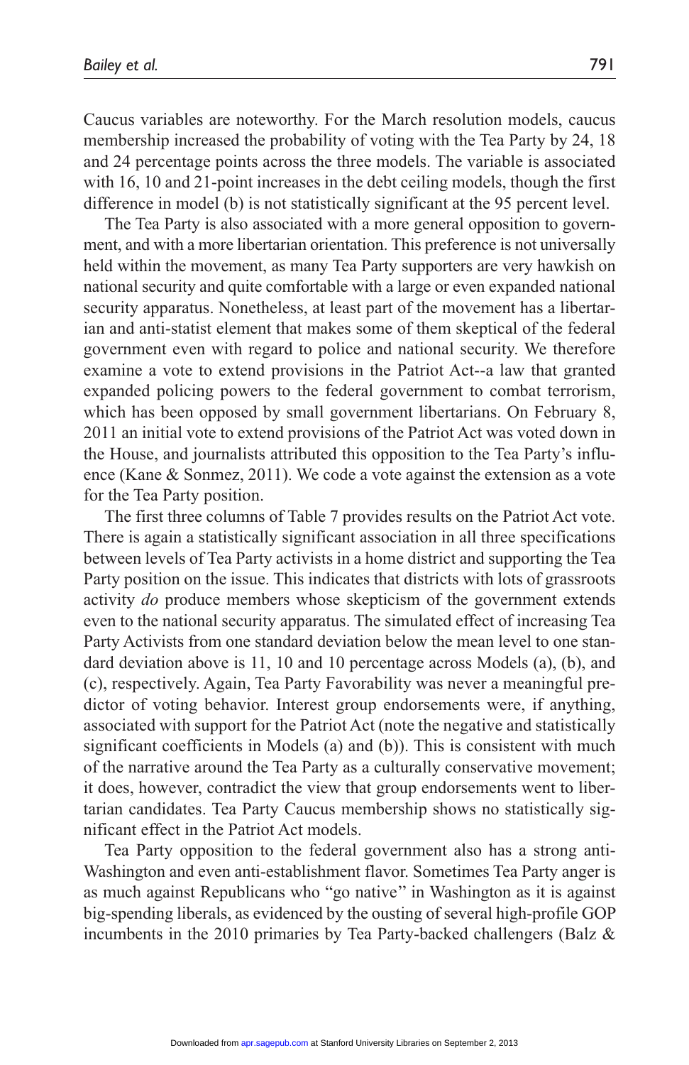Caucus variables are noteworthy. For the March resolution models, caucus membership increased the probability of voting with the Tea Party by 24, 18 and 24 percentage points across the three models. The variable is associated with 16, 10 and 21-point increases in the debt ceiling models, though the first difference in model (b) is not statistically significant at the 95 percent level.

The Tea Party is also associated with a more general opposition to government, and with a more libertarian orientation. This preference is not universally held within the movement, as many Tea Party supporters are very hawkish on national security and quite comfortable with a large or even expanded national security apparatus. Nonetheless, at least part of the movement has a libertarian and anti-statist element that makes some of them skeptical of the federal government even with regard to police and national security. We therefore examine a vote to extend provisions in the Patriot Act--a law that granted expanded policing powers to the federal government to combat terrorism, which has been opposed by small government libertarians. On February 8, 2011 an initial vote to extend provisions of the Patriot Act was voted down in the House, and journalists attributed this opposition to the Tea Party's influence (Kane & Sonmez, 2011). We code a vote against the extension as a vote for the Tea Party position.

The first three columns of Table 7 provides results on the Patriot Act vote. There is again a statistically significant association in all three specifications between levels of Tea Party activists in a home district and supporting the Tea Party position on the issue. This indicates that districts with lots of grassroots activity *do* produce members whose skepticism of the government extends even to the national security apparatus. The simulated effect of increasing Tea Party Activists from one standard deviation below the mean level to one standard deviation above is 11, 10 and 10 percentage across Models (a), (b), and (c), respectively. Again, Tea Party Favorability was never a meaningful predictor of voting behavior. Interest group endorsements were, if anything, associated with support for the Patriot Act (note the negative and statistically significant coefficients in Models (a) and (b)). This is consistent with much of the narrative around the Tea Party as a culturally conservative movement; it does, however, contradict the view that group endorsements went to libertarian candidates. Tea Party Caucus membership shows no statistically significant effect in the Patriot Act models.

Tea Party opposition to the federal government also has a strong anti-Washington and even anti-establishment flavor. Sometimes Tea Party anger is as much against Republicans who "go native" in Washington as it is against big-spending liberals, as evidenced by the ousting of several high-profile GOP incumbents in the 2010 primaries by Tea Party-backed challengers (Balz &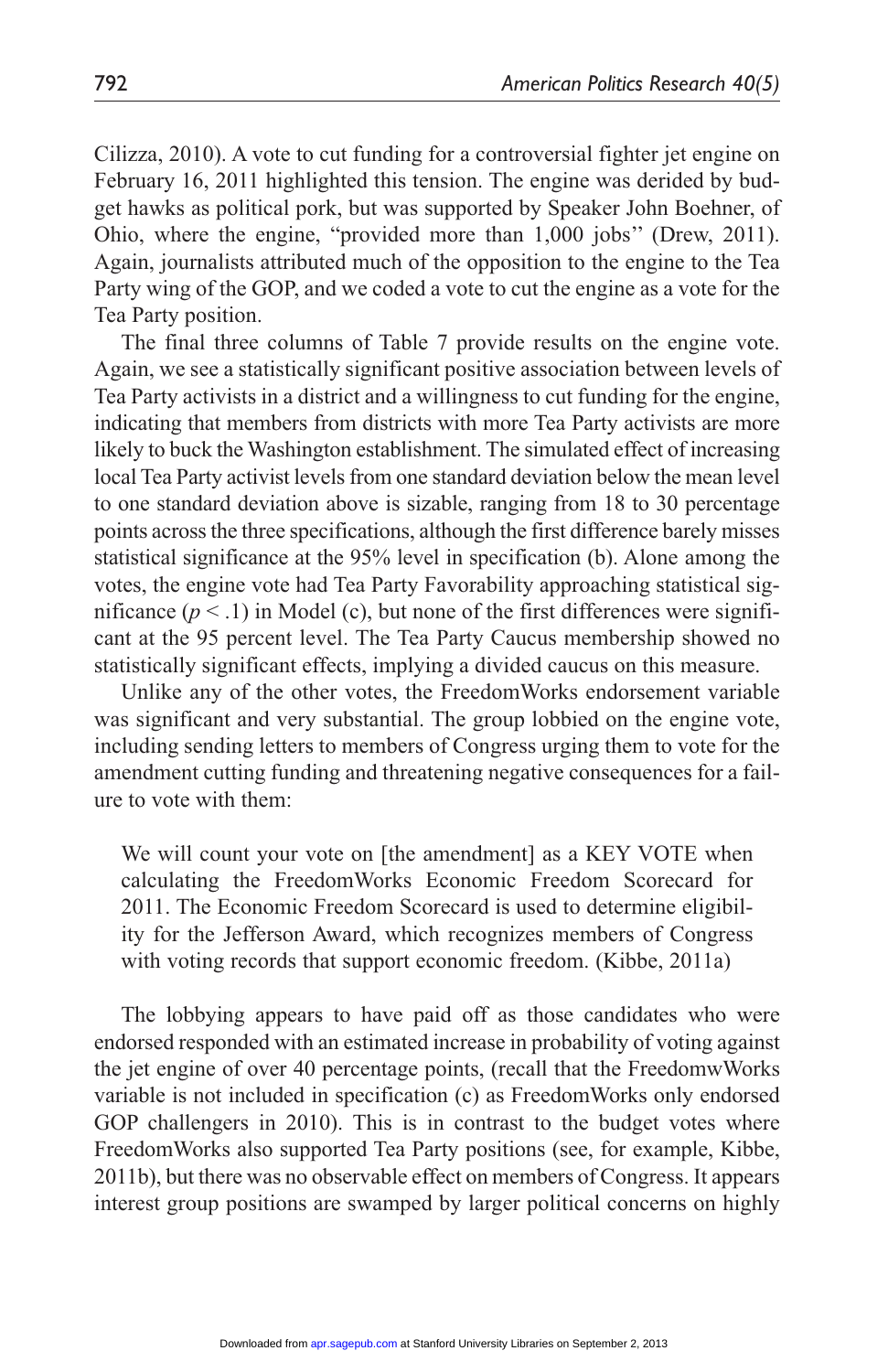Cilizza, 2010). A vote to cut funding for a controversial fighter jet engine on February 16, 2011 highlighted this tension. The engine was derided by budget hawks as political pork, but was supported by Speaker John Boehner, of Ohio, where the engine, "provided more than 1,000 jobs" (Drew, 2011). Again, journalists attributed much of the opposition to the engine to the Tea Party wing of the GOP, and we coded a vote to cut the engine as a vote for the Tea Party position.

The final three columns of Table 7 provide results on the engine vote. Again, we see a statistically significant positive association between levels of Tea Party activists in a district and a willingness to cut funding for the engine, indicating that members from districts with more Tea Party activists are more likely to buck the Washington establishment. The simulated effect of increasing local Tea Party activist levels from one standard deviation below the mean level to one standard deviation above is sizable, ranging from 18 to 30 percentage points across the three specifications, although the first difference barely misses statistical significance at the 95% level in specification (b). Alone among the votes, the engine vote had Tea Party Favorability approaching statistical significance ($p < .1$) in Model (c), but none of the first differences were significant at the 95 percent level. The Tea Party Caucus membership showed no statistically significant effects, implying a divided caucus on this measure.

Unlike any of the other votes, the FreedomWorks endorsement variable was significant and very substantial. The group lobbied on the engine vote, including sending letters to members of Congress urging them to vote for the amendment cutting funding and threatening negative consequences for a failure to vote with them:

> We will count your vote on [the amendment] as a KEY VOTE when calculating the FreedomWorks Economic Freedom Scorecard for 2011. The Economic Freedom Scorecard is used to determine eligibility for the Jefferson Award, which recognizes members of Congress with voting records that support economic freedom. (Kibbe, 2011a)

The lobbying appears to have paid off as those candidates who were endorsed responded with an estimated increase in probability of voting against the jet engine of over 40 percentage points, (recall that the FreedomwWorks variable is not included in specification (c) as FreedomWorks only endorsed GOP challengers in 2010). This is in contrast to the budget votes where FreedomWorks also supported Tea Party positions (see, for example, Kibbe, 2011b), but there was no observable effect on members of Congress. It appears interest group positions are swamped by larger political concerns on highly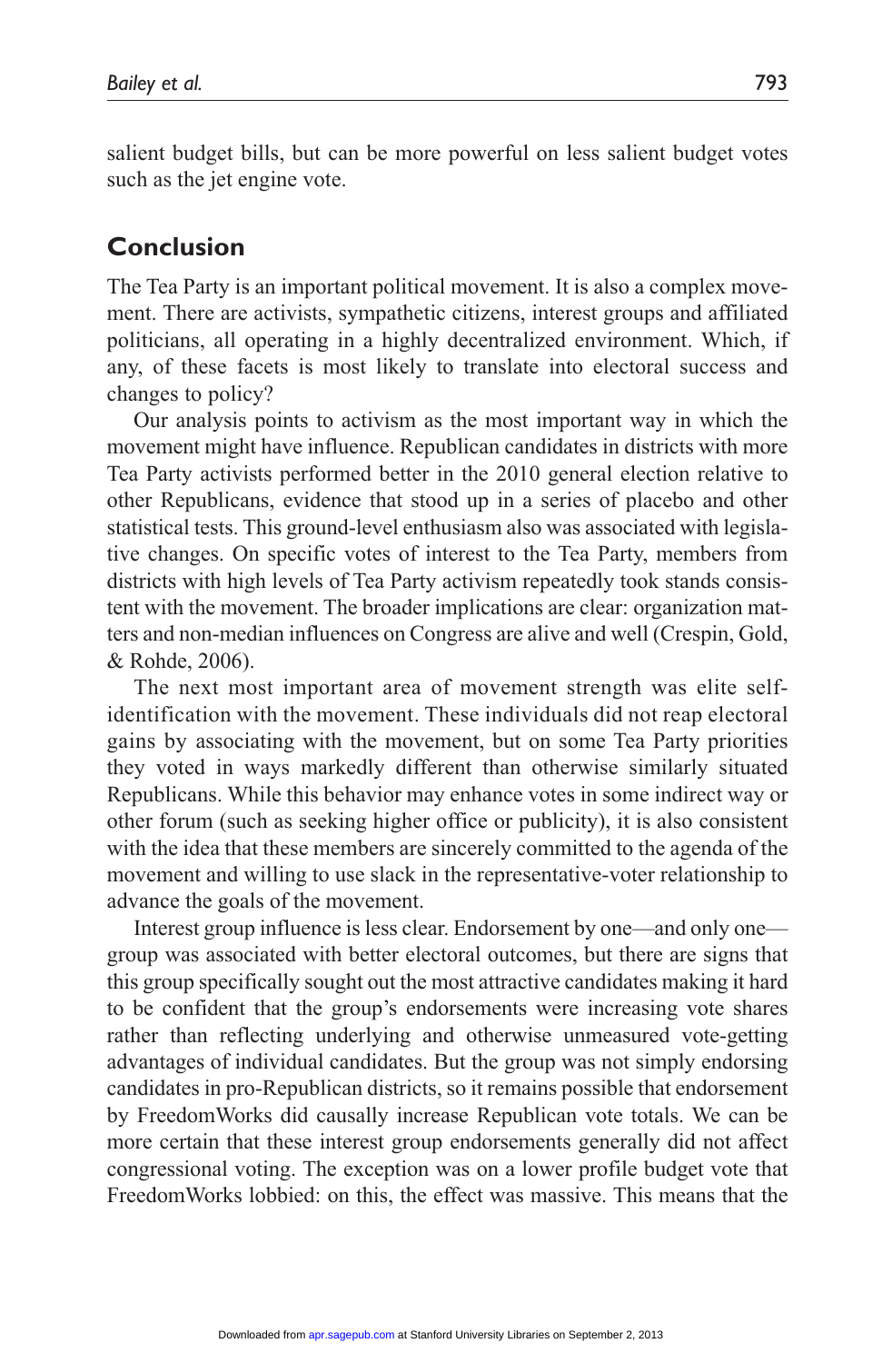salient budget bills, but can be more powerful on less salient budget votes such as the jet engine vote.

## Conclusion

The Tea Party is an important political movement. It is also a complex movement. There are activists, sympathetic citizens, interest groups and affiliated politicians, all operating in a highly decentralized environment. Which, if any, of these facets is most likely to translate into electoral success and changes to policy?

Our analysis points to activism as the most important way in which the movement might have influence. Republican candidates in districts with more Tea Party activists performed better in the 2010 general election relative to other Republicans, evidence that stood up in a series of placebo and other statistical tests. This ground-level enthusiasm also was associated with legislative changes. On specific votes of interest to the Tea Party, members from districts with high levels of Tea Party activism repeatedly took stands consistent with the movement. The broader implications are clear: organization matters and non-median influences on Congress are alive and well (Crespin, Gold, & Rohde, 2006).

The next most important area of movement strength was elite self-identification with the movement. These individuals did not reap electoral gains by associating with the movement, but on some Tea Party priorities they voted in ways markedly different than otherwise similarly situated Republicans. While this behavior may enhance votes in some indirect way or other forum (such as seeking higher office or publicity), it is also consistent with the idea that these members are sincerely committed to the agenda of the movement and willing to use slack in the representative-voter relationship to advance the goals of the movement.

Interest group influence is less clear. Endorsement by one—and only one—group was associated with better electoral outcomes, but there are signs that this group specifically sought out the most attractive candidates making it hard to be confident that the group's endorsements were increasing vote shares rather than reflecting underlying and otherwise unmeasured vote-getting advantages of individual candidates. But the group was not simply endorsing candidates in pro-Republican districts, so it remains possible that endorsement by FreedomWorks did causally increase Republican vote totals. We can be more certain that these interest group endorsements generally did not affect congressional voting. The exception was on a lower profile budget vote that FreedomWorks lobbied: on this, the effect was massive. This means that the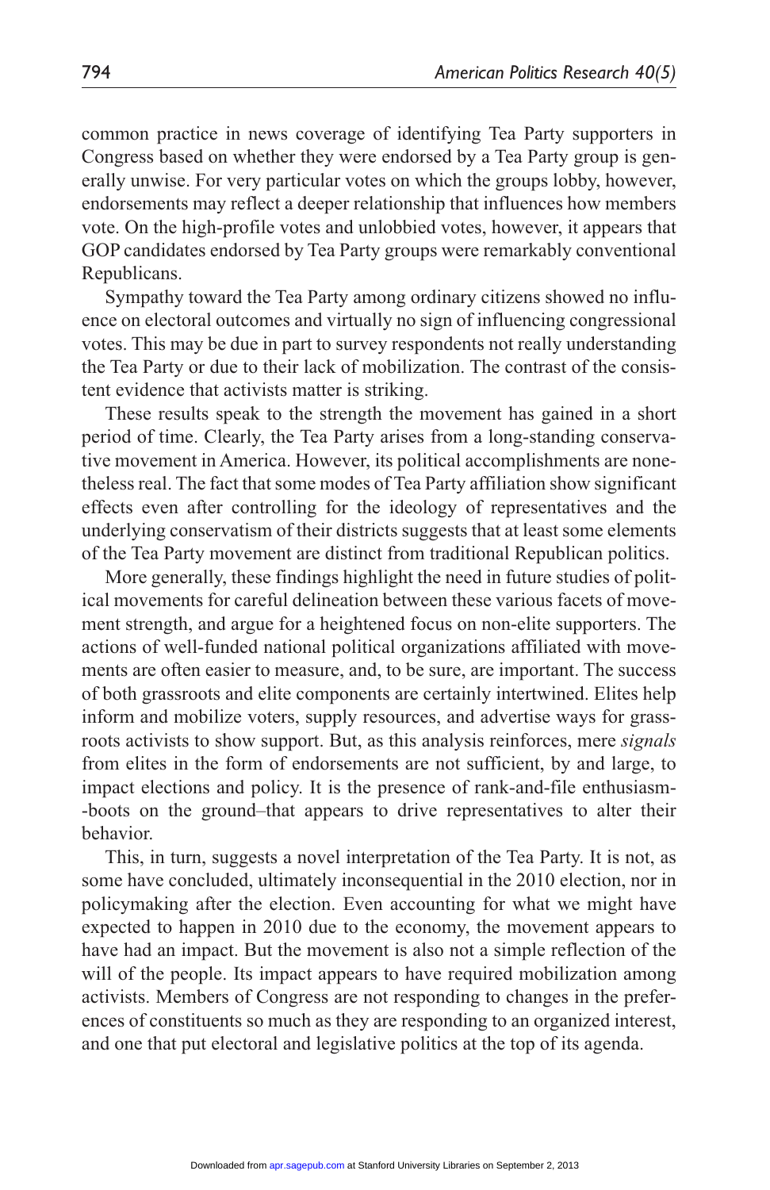common practice in news coverage of identifying Tea Party supporters in Congress based on whether they were endorsed by a Tea Party group is generally unwise. For very particular votes on which the groups lobby, however, endorsements may reflect a deeper relationship that influences how members vote. On the high-profile votes and unlobbied votes, however, it appears that GOP candidates endorsed by Tea Party groups were remarkably conventional Republicans.

Sympathy toward the Tea Party among ordinary citizens showed no influence on electoral outcomes and virtually no sign of influencing congressional votes. This may be due in part to survey respondents not really understanding the Tea Party or due to their lack of mobilization. The contrast of the consistent evidence that activists matter is striking.

These results speak to the strength the movement has gained in a short period of time. Clearly, the Tea Party arises from a long-standing conservative movement in America. However, its political accomplishments are nonetheless real. The fact that some modes of Tea Party affiliation show significant effects even after controlling for the ideology of representatives and the underlying conservatism of their districts suggests that at least some elements of the Tea Party movement are distinct from traditional Republican politics.

More generally, these findings highlight the need in future studies of political movements for careful delineation between these various facets of movement strength, and argue for a heightened focus on non-elite supporters. The actions of well-funded national political organizations affiliated with movements are often easier to measure, and, to be sure, are important. The success of both grassroots and elite components are certainly intertwined. Elites help inform and mobilize voters, supply resources, and advertise ways for grassroots activists to show support. But, as this analysis reinforces, mere *signals* from elites in the form of endorsements are not sufficient, by and large, to impact elections and policy. It is the presence of rank-and-file enthusiasm--boots on the ground–that appears to drive representatives to alter their behavior.

This, in turn, suggests a novel interpretation of the Tea Party. It is not, as some have concluded, ultimately inconsequential in the 2010 election, nor in policymaking after the election. Even accounting for what we might have expected to happen in 2010 due to the economy, the movement appears to have had an impact. But the movement is also not a simple reflection of the will of the people. Its impact appears to have required mobilization among activists. Members of Congress are not responding to changes in the preferences of constituents so much as they are responding to an organized interest, and one that put electoral and legislative politics at the top of its agenda.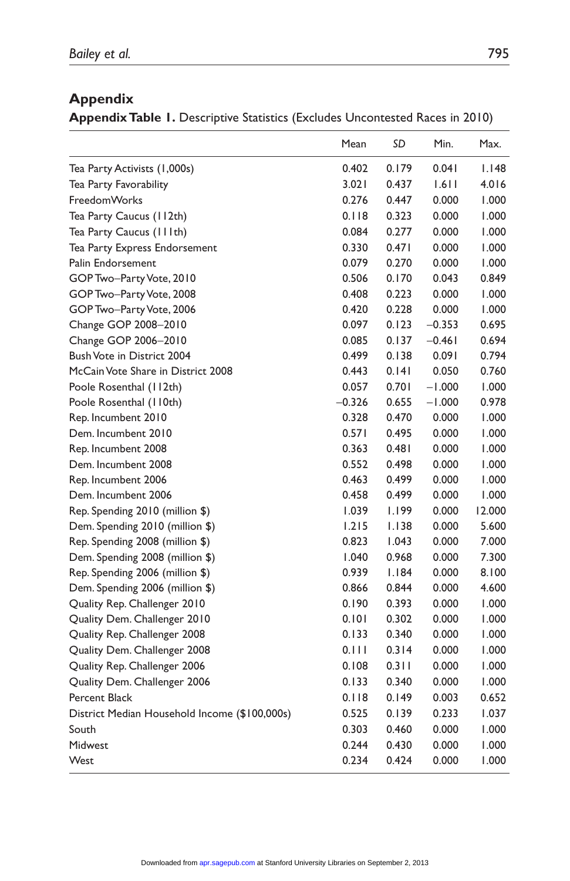## Appendix

**Appendix Table 1.** Descriptive Statistics (Excludes Uncontested Races in 2010)

| | Mean | *SD* | Min. | Max. |
|---|---|---|---|---|
| Tea Party Activists (1,000s) | 0.402 | 0.179 | 0.041 | 1.148 |
| Tea Party Favorability | 3.021 | 0.437 | 1.611 | 4.016 |
| FreedomWorks | 0.276 | 0.447 | 0.000 | 1.000 |
| Tea Party Caucus (112th) | 0.118 | 0.323 | 0.000 | 1.000 |
| Tea Party Caucus (111th) | 0.084 | 0.277 | 0.000 | 1.000 |
| Tea Party Express Endorsement | 0.330 | 0.471 | 0.000 | 1.000 |
| Palin Endorsement | 0.079 | 0.270 | 0.000 | 1.000 |
| GOP Two–Party Vote, 2010 | 0.506 | 0.170 | 0.043 | 0.849 |
| GOP Two–Party Vote, 2008 | 0.408 | 0.223 | 0.000 | 1.000 |
| GOP Two–Party Vote, 2006 | 0.420 | 0.228 | 0.000 | 1.000 |
| Change GOP 2008–2010 | 0.097 | 0.123 | −0.353 | 0.695 |
| Change GOP 2006–2010 | 0.085 | 0.137 | −0.461 | 0.694 |
| Bush Vote in District 2004 | 0.499 | 0.138 | 0.091 | 0.794 |
| McCain Vote Share in District 2008 | 0.443 | 0.141 | 0.050 | 0.760 |
| Poole Rosenthal (112th) | 0.057 | 0.701 | −1.000 | 1.000 |
| Poole Rosenthal (110th) | −0.326 | 0.655 | −1.000 | 0.978 |
| Rep. Incumbent 2010 | 0.328 | 0.470 | 0.000 | 1.000 |
| Dem. Incumbent 2010 | 0.571 | 0.495 | 0.000 | 1.000 |
| Rep. Incumbent 2008 | 0.363 | 0.481 | 0.000 | 1.000 |
| Dem. Incumbent 2008 | 0.552 | 0.498 | 0.000 | 1.000 |
| Rep. Incumbent 2006 | 0.463 | 0.499 | 0.000 | 1.000 |
| Dem. Incumbent 2006 | 0.458 | 0.499 | 0.000 | 1.000 |
| Rep. Spending 2010 (million $) | 1.039 | 1.199 | 0.000 | 12.000 |
| Dem. Spending 2010 (million $) | 1.215 | 1.138 | 0.000 | 5.600 |
| Rep. Spending 2008 (million $) | 0.823 | 1.043 | 0.000 | 7.000 |
| Dem. Spending 2008 (million $) | 1.040 | 0.968 | 0.000 | 7.300 |
| Rep. Spending 2006 (million $) | 0.939 | 1.184 | 0.000 | 8.100 |
| Dem. Spending 2006 (million $) | 0.866 | 0.844 | 0.000 | 4.600 |
| Quality Rep. Challenger 2010 | 0.190 | 0.393 | 0.000 | 1.000 |
| Quality Dem. Challenger 2010 | 0.101 | 0.302 | 0.000 | 1.000 |
| Quality Rep. Challenger 2008 | 0.133 | 0.340 | 0.000 | 1.000 |
| Quality Dem. Challenger 2008 | 0.111 | 0.314 | 0.000 | 1.000 |
| Quality Rep. Challenger 2006 | 0.108 | 0.311 | 0.000 | 1.000 |
| Quality Dem. Challenger 2006 | 0.133 | 0.340 | 0.000 | 1.000 |
| Percent Black | 0.118 | 0.149 | 0.003 | 0.652 |
| District Median Household Income ($100,000s) | 0.525 | 0.139 | 0.233 | 1.037 |
| South | 0.303 | 0.460 | 0.000 | 1.000 |
| Midwest | 0.244 | 0.430 | 0.000 | 1.000 |
| West | 0.234 | 0.424 | 0.000 | 1.000 |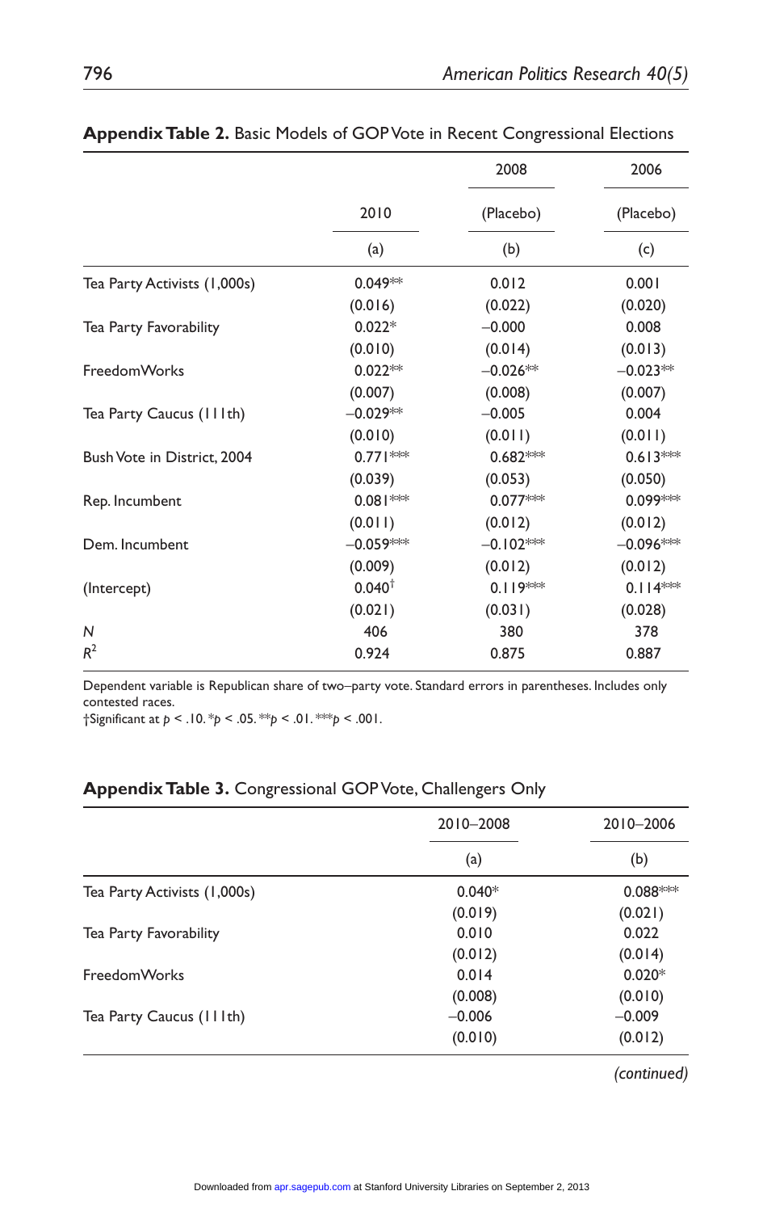**Appendix Table 2.** Basic Models of GOP Vote in Recent Congressional Elections

| | 2010 | 2008 (Placebo) | 2006 (Placebo) |
|---|---|---|---|
| | (a) | (b) | (c) |
| Tea Party Activists (1,000s) | 0.049** | 0.012 | 0.001 |
| | (0.016) | (0.022) | (0.020) |
| Tea Party Favorability | 0.022* | −0.000 | 0.008 |
| | (0.010) | (0.014) | (0.013) |
| FreedomWorks | 0.022** | −0.026** | −0.023** |
| | (0.007) | (0.008) | (0.007) |
| Tea Party Caucus (111th) | −0.029** | −0.005 | 0.004 |
| | (0.010) | (0.011) | (0.011) |
| Bush Vote in District, 2004 | 0.771*** | 0.682*** | 0.613*** |
| | (0.039) | (0.053) | (0.050) |
| Rep. Incumbent | 0.081*** | 0.077*** | 0.099*** |
| | (0.011) | (0.012) | (0.012) |
| Dem. Incumbent | −0.059*** | −0.102*** | −0.096*** |
| | (0.009) | (0.012) | (0.012) |
| (Intercept) | 0.040† | 0.119*** | 0.114*** |
| | (0.021) | (0.031) | (0.028) |
| $N$ | 406 | 380 | 378 |
| $R^2$ | 0.924 | 0.875 | 0.887 |

Dependent variable is Republican share of two–party vote. Standard errors in parentheses. Includes only contested races.
†Significant at $p < .10$. \*$p < .05$. \*\*$p < .01$. \*\*\*$p < .001$.

**Appendix Table 3.** Congressional GOP Vote, Challengers Only

| | 2010–2008 | 2010–2006 |
|---|---|---|
| | (a) | (b) |
| Tea Party Activists (1,000s) | 0.040* | 0.088*** |
| | (0.019) | (0.021) |
| Tea Party Favorability | 0.010 | 0.022 |
| | (0.012) | (0.014) |
| FreedomWorks | 0.014 | 0.020* |
| | (0.008) | (0.010) |
| Tea Party Caucus (111th) | −0.006 | −0.009 |
| | (0.010) | (0.012) |

*(continued)*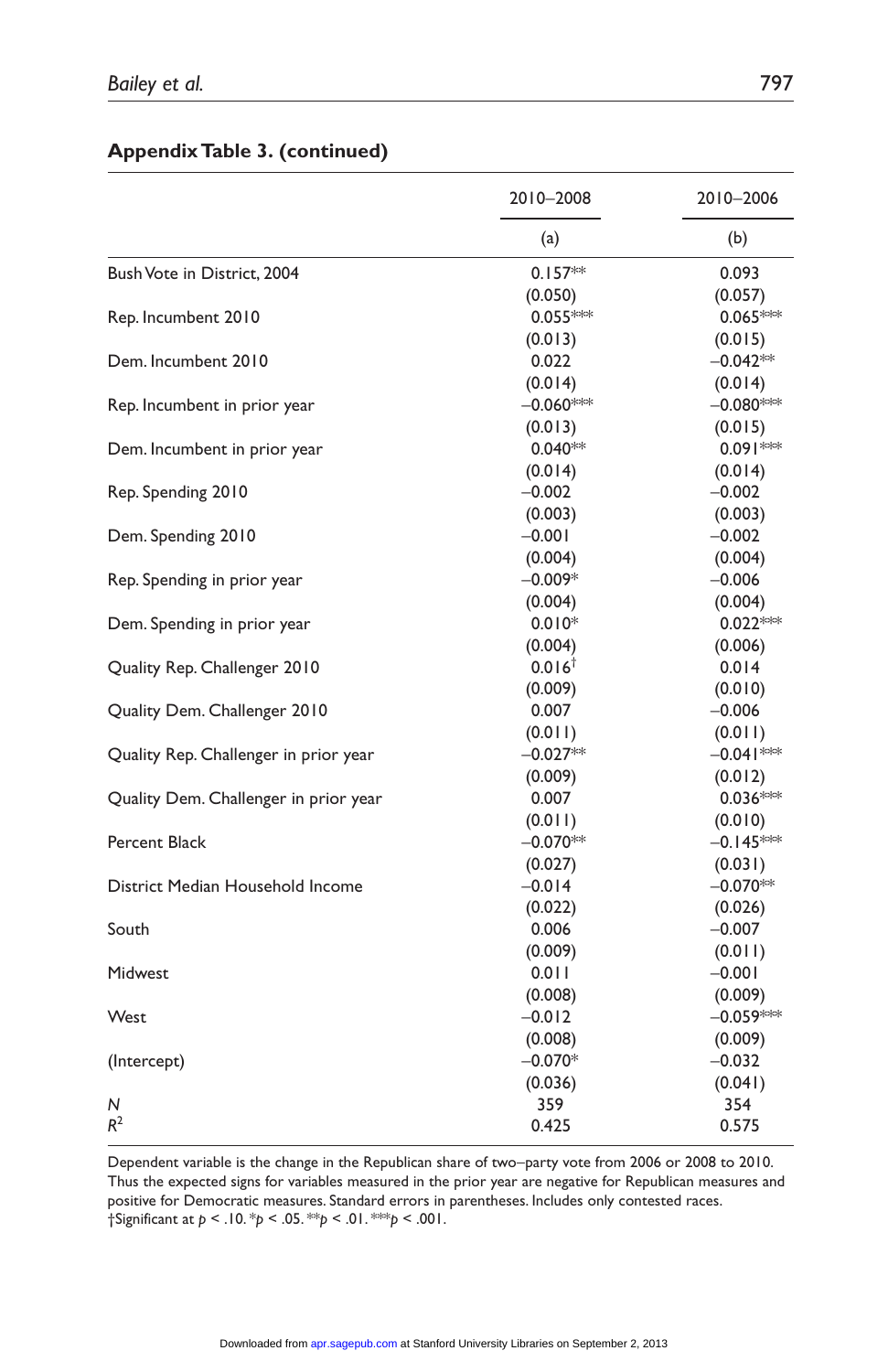**Appendix Table 3. (continued)**

| | 2010–2008 | 2010–2006 |
|---|---|---|
| | (a) | (b) |
| Bush Vote in District, 2004 | 0.157** | 0.093 |
| | (0.050) | (0.057) |
| Rep. Incumbent 2010 | 0.055*** | 0.065*** |
| | (0.013) | (0.015) |
| Dem. Incumbent 2010 | 0.022 | −0.042** |
| | (0.014) | (0.014) |
| Rep. Incumbent in prior year | −0.060*** | −0.080*** |
| | (0.013) | (0.015) |
| Dem. Incumbent in prior year | 0.040** | 0.091*** |
| | (0.014) | (0.014) |
| Rep. Spending 2010 | −0.002 | −0.002 |
| | (0.003) | (0.003) |
| Dem. Spending 2010 | −0.001 | −0.002 |
| | (0.004) | (0.004) |
| Rep. Spending in prior year | −0.009* | −0.006 |
| | (0.004) | (0.004) |
| Dem. Spending in prior year | 0.010* | 0.022*** |
| | (0.004) | (0.006) |
| Quality Rep. Challenger 2010 | 0.016† | 0.014 |
| | (0.009) | (0.010) |
| Quality Dem. Challenger 2010 | 0.007 | −0.006 |
| | (0.011) | (0.011) |
| Quality Rep. Challenger in prior year | −0.027** | −0.041*** |
| | (0.009) | (0.012) |
| Quality Dem. Challenger in prior year | 0.007 | 0.036*** |
| | (0.011) | (0.010) |
| Percent Black | −0.070** | −0.145*** |
| | (0.027) | (0.031) |
| District Median Household Income | −0.014 | −0.070** |
| | (0.022) | (0.026) |
| South | 0.006 | −0.007 |
| | (0.009) | (0.011) |
| Midwest | 0.011 | −0.001 |
| | (0.008) | (0.009) |
| West | −0.012 | −0.059*** |
| | (0.008) | (0.009) |
| (Intercept) | −0.070* | −0.032 |
| | (0.036) | (0.041) |
| *N* | 359 | 354 |
| $R^2$ | 0.425 | 0.575 |

Dependent variable is the change in the Republican share of two–party vote from 2006 or 2008 to 2010. Thus the expected signs for variables measured in the prior year are negative for Republican measures and positive for Democratic measures. Standard errors in parentheses. Includes only contested races.
†Significant at $p < .10$. *$p < .05$. **$p < .01$. ***$p < .001$.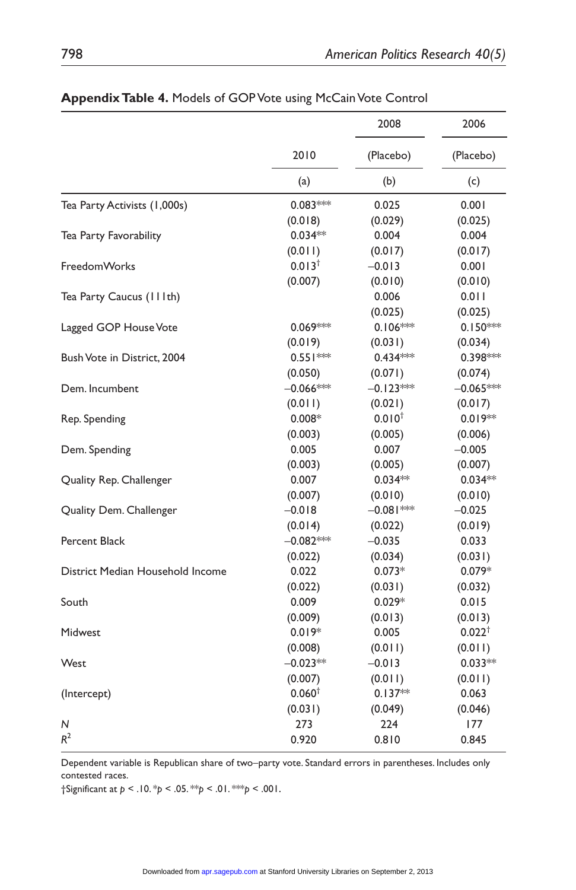**Appendix Table 4.** Models of GOP Vote using McCain Vote Control

| | 2010 | 2008 (Placebo) | 2006 (Placebo) |
|---|---|---|---|
| | (a) | (b) | (c) |
| Tea Party Activists (1,000s) | 0.083*** | 0.025 | 0.001 |
| | (0.018) | (0.029) | (0.025) |
| Tea Party Favorability | 0.034** | 0.004 | 0.004 |
| | (0.011) | (0.017) | (0.017) |
| FreedomWorks | 0.013† | −0.013 | 0.001 |
| | (0.007) | (0.010) | (0.010) |
| Tea Party Caucus (111th) | | 0.006 | 0.011 |
| | | (0.025) | (0.025) |
| Lagged GOP House Vote | 0.069*** | 0.106*** | 0.150*** |
| | (0.019) | (0.031) | (0.034) |
| Bush Vote in District, 2004 | 0.551*** | 0.434*** | 0.398*** |
| | (0.050) | (0.071) | (0.074) |
| Dem. Incumbent | −0.066*** | −0.123*** | −0.065*** |
| | (0.011) | (0.021) | (0.017) |
| Rep. Spending | 0.008* | 0.010† | 0.019** |
| | (0.003) | (0.005) | (0.006) |
| Dem. Spending | 0.005 | 0.007 | −0.005 |
| | (0.003) | (0.005) | (0.007) |
| Quality Rep. Challenger | 0.007 | 0.034** | 0.034** |
| | (0.007) | (0.010) | (0.010) |
| Quality Dem. Challenger | −0.018 | −0.081*** | −0.025 |
| | (0.014) | (0.022) | (0.019) |
| Percent Black | −0.082*** | −0.035 | 0.033 |
| | (0.022) | (0.034) | (0.031) |
| District Median Household Income | 0.022 | 0.073* | 0.079* |
| | (0.022) | (0.031) | (0.032) |
| South | 0.009 | 0.029* | 0.015 |
| | (0.009) | (0.013) | (0.013) |
| Midwest | 0.019* | 0.005 | 0.022† |
| | (0.008) | (0.011) | (0.011) |
| West | −0.023** | −0.013 | 0.033** |
| | (0.007) | (0.011) | (0.011) |
| (Intercept) | 0.060† | 0.137** | 0.063 |
| | (0.031) | (0.049) | (0.046) |
| *N* | 273 | 224 | 177 |
| $R^2$ | 0.920 | 0.810 | 0.845 |

Dependent variable is Republican share of two–party vote. Standard errors in parentheses. Includes only contested races.

†Significant at $p < .10$. \*$p < .05$. \*\*$p < .01$. \*\*\*$p < .001$.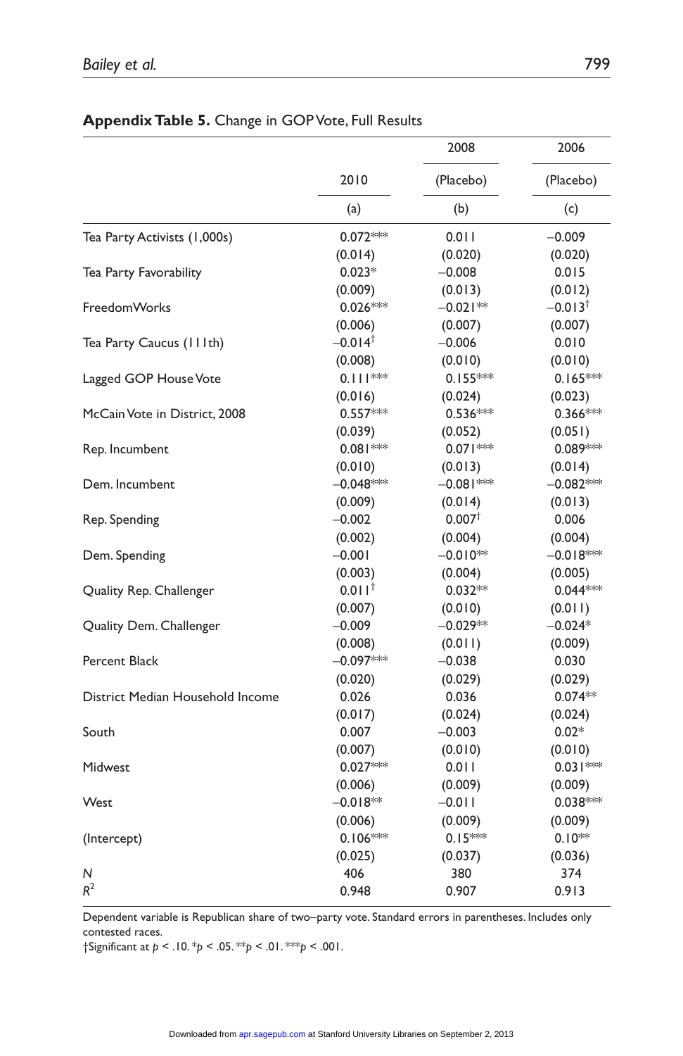**Appendix Table 5.** Change in GOP Vote, Full Results

| | 2010 | 2008 (Placebo) | 2006 (Placebo) |
|---|---|---|---|
| | (a) | (b) | (c) |
| Tea Party Activists (1,000s) | 0.072*** | 0.011 | −0.009 |
| | (0.014) | (0.020) | (0.020) |
| Tea Party Favorability | 0.023* | −0.008 | 0.015 |
| | (0.009) | (0.013) | (0.012) |
| FreedomWorks | 0.026*** | −0.021** | −0.013† |
| | (0.006) | (0.007) | (0.007) |
| Tea Party Caucus (111th) | −0.014† | −0.006 | 0.010 |
| | (0.008) | (0.010) | (0.010) |
| Lagged GOP House Vote | 0.111*** | 0.155*** | 0.165*** |
| | (0.016) | (0.024) | (0.023) |
| McCain Vote in District, 2008 | 0.557*** | 0.536*** | 0.366*** |
| | (0.039) | (0.052) | (0.051) |
| Rep. Incumbent | 0.081*** | 0.071*** | 0.089*** |
| | (0.010) | (0.013) | (0.014) |
| Dem. Incumbent | −0.048*** | −0.081*** | −0.082*** |
| | (0.009) | (0.014) | (0.013) |
| Rep. Spending | −0.002 | 0.007† | 0.006 |
| | (0.002) | (0.004) | (0.004) |
| Dem. Spending | −0.001 | −0.010** | −0.018*** |
| | (0.003) | (0.004) | (0.005) |
| Quality Rep. Challenger | 0.011† | 0.032** | 0.044*** |
| | (0.007) | (0.010) | (0.011) |
| Quality Dem. Challenger | −0.009 | −0.029** | −0.024* |
| | (0.008) | (0.011) | (0.009) |
| Percent Black | −0.097*** | −0.038 | 0.030 |
| | (0.020) | (0.029) | (0.029) |
| District Median Household Income | 0.026 | 0.036 | 0.074** |
| | (0.017) | (0.024) | (0.024) |
| South | 0.007 | −0.003 | 0.02* |
| | (0.007) | (0.010) | (0.010) |
| Midwest | 0.027*** | 0.011 | 0.031*** |
| | (0.006) | (0.009) | (0.009) |
| West | −0.018** | −0.011 | 0.038*** |
| | (0.006) | (0.009) | (0.009) |
| (Intercept) | 0.106*** | 0.15*** | 0.10** |
| | (0.025) | (0.037) | (0.036) |
| *N* | 406 | 380 | 374 |
| $R^2$ | 0.948 | 0.907 | 0.913 |

Dependent variable is Republican share of two–party vote. Standard errors in parentheses. Includes only contested races.
†Significant at $p < .10$. \*$p < .05$. \*\*$p < .01$. \*\*\*$p < .001$.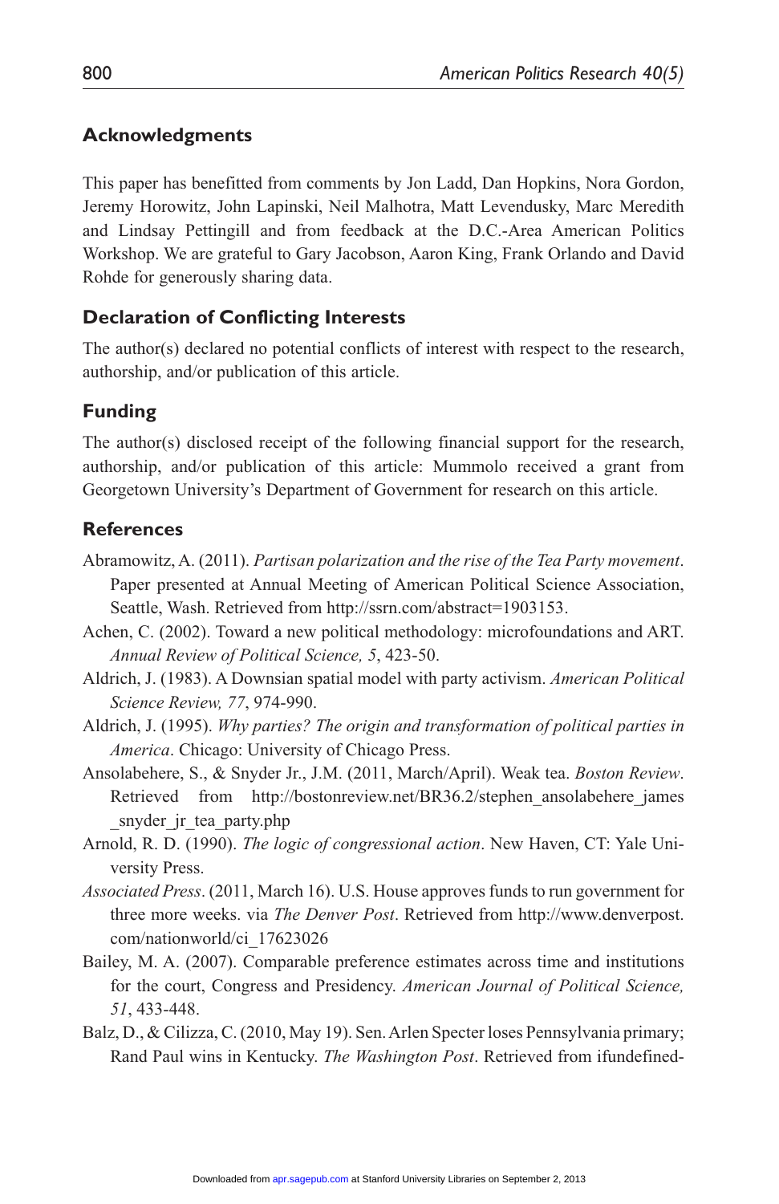## Acknowledgments

This paper has benefitted from comments by Jon Ladd, Dan Hopkins, Nora Gordon, Jeremy Horowitz, John Lapinski, Neil Malhotra, Matt Levendusky, Marc Meredith and Lindsay Pettingill and from feedback at the D.C.-Area American Politics Workshop. We are grateful to Gary Jacobson, Aaron King, Frank Orlando and David Rohde for generously sharing data.

## Declaration of Conflicting Interests

The author(s) declared no potential conflicts of interest with respect to the research, authorship, and/or publication of this article.

## Funding

The author(s) disclosed receipt of the following financial support for the research, authorship, and/or publication of this article: Mummolo received a grant from Georgetown University's Department of Government for research on this article.

## References

Abramowitz, A. (2011). *Partisan polarization and the rise of the Tea Party movement*. Paper presented at Annual Meeting of American Political Science Association, Seattle, Wash. Retrieved from http://ssrn.com/abstract=1903153.

Achen, C. (2002). Toward a new political methodology: microfoundations and ART. *Annual Review of Political Science, 5*, 423-50.

Aldrich, J. (1983). A Downsian spatial model with party activism. *American Political Science Review, 77*, 974-990.

Aldrich, J. (1995). *Why parties? The origin and transformation of political parties in America*. Chicago: University of Chicago Press.

Ansolabehere, S., & Snyder Jr., J.M. (2011, March/April). Weak tea. *Boston Review*. Retrieved from http://bostonreview.net/BR36.2/stephen_ansolabehere_james_snyder_jr_tea_party.php

Arnold, R. D. (1990). *The logic of congressional action*. New Haven, CT: Yale University Press.

*Associated Press*. (2011, March 16). U.S. House approves funds to run government for three more weeks. via *The Denver Post*. Retrieved from http://www.denverpost.com/nationworld/ci_17623026

Bailey, M. A. (2007). Comparable preference estimates across time and institutions for the court, Congress and Presidency. *American Journal of Political Science, 51*, 433-448.

Balz, D., & Cilizza, C. (2010, May 19). Sen. Arlen Specter loses Pennsylvania primary; Rand Paul wins in Kentucky. *The Washington Post*. Retrieved from ifundefined-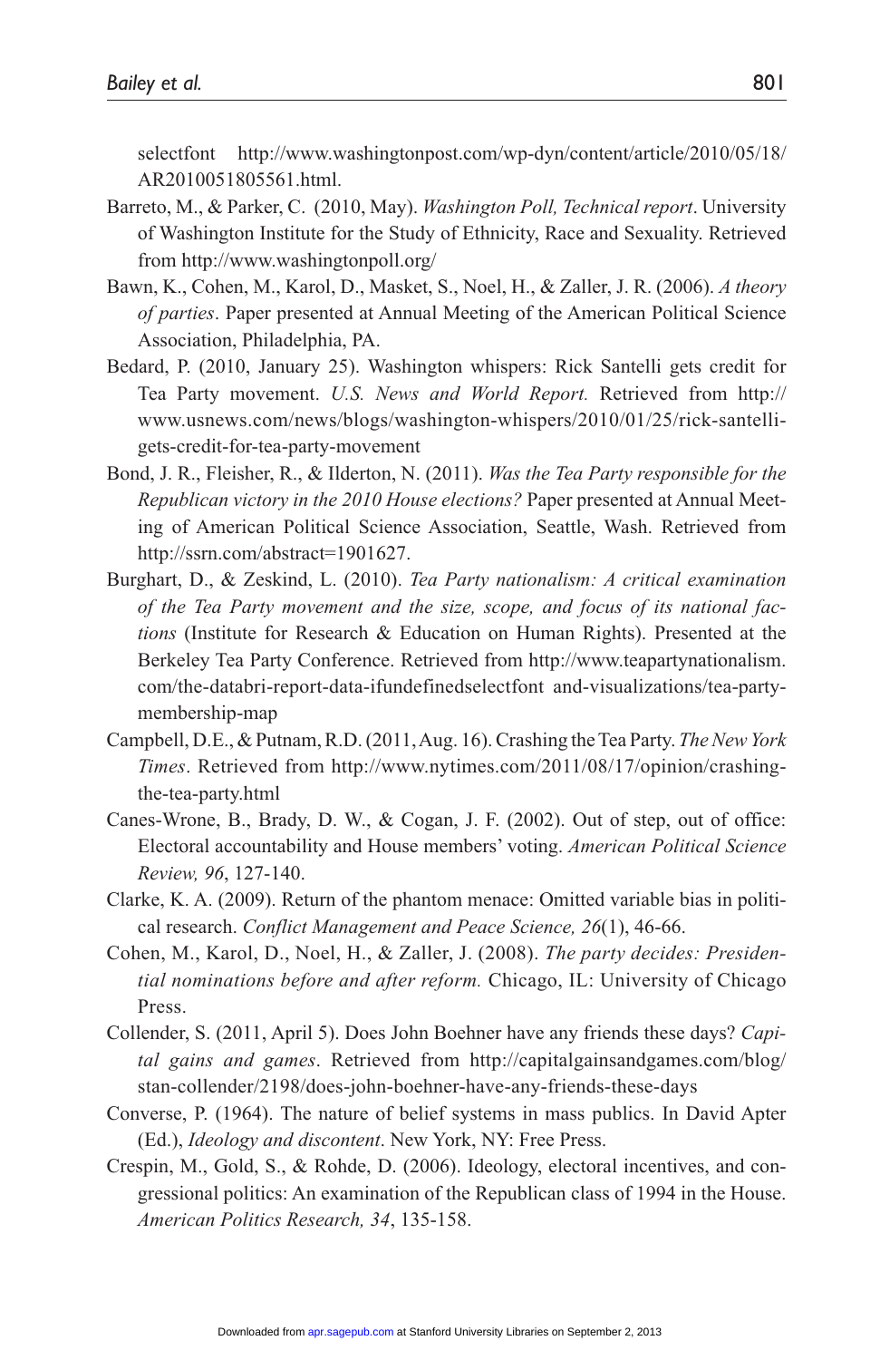selectfont http://www.washingtonpost.com/wp-dyn/content/article/2010/05/18/AR2010051805561.html.

Barreto, M., & Parker, C. (2010, May). *Washington Poll, Technical report*. University of Washington Institute for the Study of Ethnicity, Race and Sexuality. Retrieved from http://www.washingtonpoll.org/

Bawn, K., Cohen, M., Karol, D., Masket, S., Noel, H., & Zaller, J. R. (2006). *A theory of parties*. Paper presented at Annual Meeting of the American Political Science Association, Philadelphia, PA.

Bedard, P. (2010, January 25). Washington whispers: Rick Santelli gets credit for Tea Party movement. *U.S. News and World Report.* Retrieved from http://www.usnews.com/news/blogs/washington-whispers/2010/01/25/rick-santelli-gets-credit-for-tea-party-movement

Bond, J. R., Fleisher, R., & Ilderton, N. (2011). *Was the Tea Party responsible for the Republican victory in the 2010 House elections?* Paper presented at Annual Meeting of American Political Science Association, Seattle, Wash. Retrieved from http://ssrn.com/abstract=1901627.

Burghart, D., & Zeskind, L. (2010). *Tea Party nationalism: A critical examination of the Tea Party movement and the size, scope, and focus of its national factions* (Institute for Research & Education on Human Rights). Presented at the Berkeley Tea Party Conference. Retrieved from http://www.teapartynationalism.com/the-databri-report-data-ifundefinedselectfont and-visualizations/tea-party-membership-map

Campbell, D.E., & Putnam, R.D. (2011, Aug. 16). Crashing the Tea Party. *The New York Times*. Retrieved from http://www.nytimes.com/2011/08/17/opinion/crashing-the-tea-party.html

Canes-Wrone, B., Brady, D. W., & Cogan, J. F. (2002). Out of step, out of office: Electoral accountability and House members' voting. *American Political Science Review, 96*, 127-140.

Clarke, K. A. (2009). Return of the phantom menace: Omitted variable bias in political research. *Conflict Management and Peace Science, 26*(1), 46-66.

Cohen, M., Karol, D., Noel, H., & Zaller, J. (2008). *The party decides: Presidential nominations before and after reform.* Chicago, IL: University of Chicago Press.

Collender, S. (2011, April 5). Does John Boehner have any friends these days? *Capital gains and games*. Retrieved from http://capitalgainsandgames.com/blog/stan-collender/2198/does-john-boehner-have-any-friends-these-days

Converse, P. (1964). The nature of belief systems in mass publics. In David Apter (Ed.), *Ideology and discontent*. New York, NY: Free Press.

Crespin, M., Gold, S., & Rohde, D. (2006). Ideology, electoral incentives, and congressional politics: An examination of the Republican class of 1994 in the House. *American Politics Research, 34*, 135-158.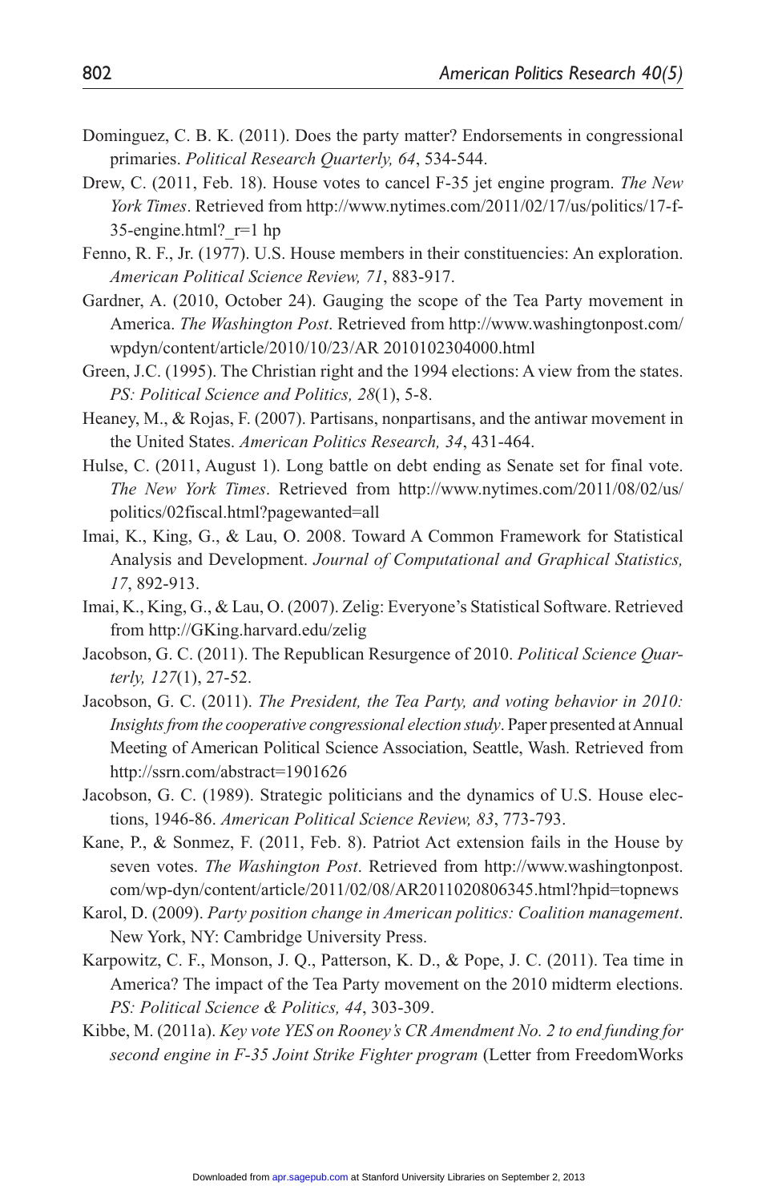Dominguez, C. B. K. (2011). Does the party matter? Endorsements in congressional primaries. *Political Research Quarterly, 64*, 534-544.

Drew, C. (2011, Feb. 18). House votes to cancel F-35 jet engine program. *The New York Times*. Retrieved from http://www.nytimes.com/2011/02/17/us/politics/17-f-35-engine.html?_r=1 hp

Fenno, R. F., Jr. (1977). U.S. House members in their constituencies: An exploration. *American Political Science Review, 71*, 883-917.

Gardner, A. (2010, October 24). Gauging the scope of the Tea Party movement in America. *The Washington Post*. Retrieved from http://www.washingtonpost.com/wpdyn/content/article/2010/10/23/AR 2010102304000.html

Green, J.C. (1995). The Christian right and the 1994 elections: A view from the states. *PS: Political Science and Politics, 28*(1), 5-8.

Heaney, M., & Rojas, F. (2007). Partisans, nonpartisans, and the antiwar movement in the United States. *American Politics Research, 34*, 431-464.

Hulse, C. (2011, August 1). Long battle on debt ending as Senate set for final vote. *The New York Times*. Retrieved from http://www.nytimes.com/2011/08/02/us/politics/02fiscal.html?pagewanted=all

Imai, K., King, G., & Lau, O. 2008. Toward A Common Framework for Statistical Analysis and Development. *Journal of Computational and Graphical Statistics, 17*, 892-913.

Imai, K., King, G., & Lau, O. (2007). Zelig: Everyone's Statistical Software. Retrieved from http://GKing.harvard.edu/zelig

Jacobson, G. C. (2011). The Republican Resurgence of 2010. *Political Science Quarterly, 127*(1), 27-52.

Jacobson, G. C. (2011). *The President, the Tea Party, and voting behavior in 2010: Insights from the cooperative congressional election study*. Paper presented at Annual Meeting of American Political Science Association, Seattle, Wash. Retrieved from http://ssrn.com/abstract=1901626

Jacobson, G. C. (1989). Strategic politicians and the dynamics of U.S. House elections, 1946-86. *American Political Science Review, 83*, 773-793.

Kane, P., & Sonmez, F. (2011, Feb. 8). Patriot Act extension fails in the House by seven votes. *The Washington Post*. Retrieved from http://www.washingtonpost.com/wp-dyn/content/article/2011/02/08/AR2011020806345.html?hpid=topnews

Karol, D. (2009). *Party position change in American politics: Coalition management*. New York, NY: Cambridge University Press.

Karpowitz, C. F., Monson, J. Q., Patterson, K. D., & Pope, J. C. (2011). Tea time in America? The impact of the Tea Party movement on the 2010 midterm elections. *PS: Political Science & Politics, 44*, 303-309.

Kibbe, M. (2011a). *Key vote YES on Rooney's CR Amendment No. 2 to end funding for second engine in F-35 Joint Strike Fighter program* (Letter from FreedomWorks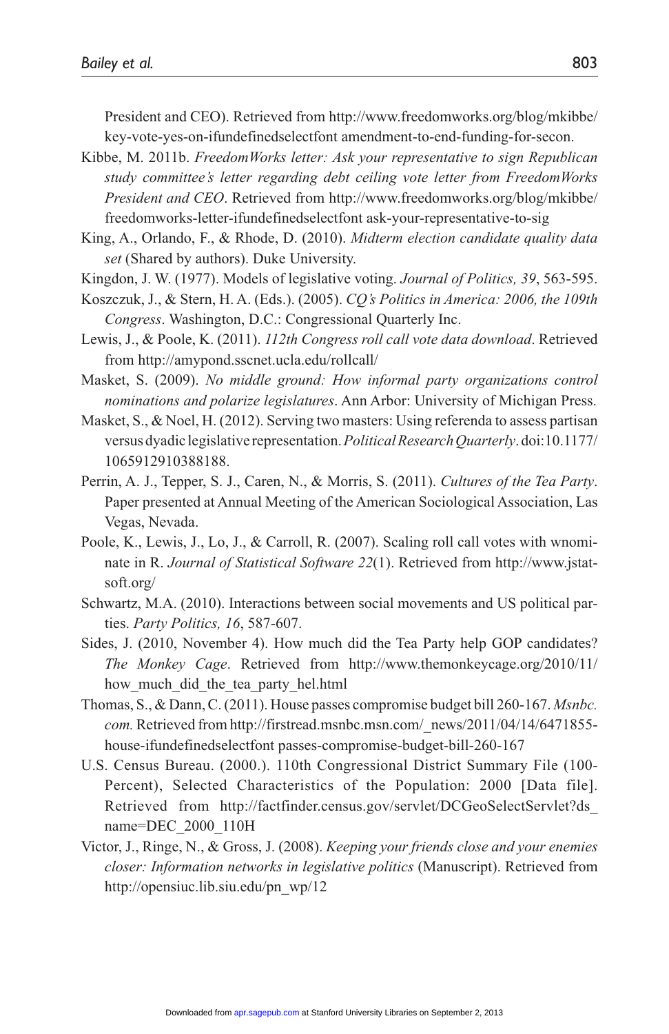President and CEO). Retrieved from http://www.freedomworks.org/blog/mkibbe/key-vote-yes-on-ifundefinedselectfont amendment-to-end-funding-for-secon.

Kibbe, M. 2011b. *FreedomWorks letter: Ask your representative to sign Republican study committee's letter regarding debt ceiling vote letter from FreedomWorks President and CEO*. Retrieved from http://www.freedomworks.org/blog/mkibbe/freedomworks-letter-ifundefinedselectfont ask-your-representative-to-sig

King, A., Orlando, F., & Rhode, D. (2010). *Midterm election candidate quality data set* (Shared by authors). Duke University.

Kingdon, J. W. (1977). Models of legislative voting. *Journal of Politics, 39*, 563-595.

Koszczuk, J., & Stern, H. A. (Eds.). (2005). *CQ's Politics in America: 2006, the 109th Congress*. Washington, D.C.: Congressional Quarterly Inc.

Lewis, J., & Poole, K. (2011). *112th Congress roll call vote data download*. Retrieved from http://amypond.sscnet.ucla.edu/rollcall/

Masket, S. (2009). *No middle ground: How informal party organizations control nominations and polarize legislatures*. Ann Arbor: University of Michigan Press.

Masket, S., & Noel, H. (2012). Serving two masters: Using referenda to assess partisan versus dyadic legislative representation. *Political Research Quarterly*. doi:10.1177/1065912910388188.

Perrin, A. J., Tepper, S. J., Caren, N., & Morris, S. (2011). *Cultures of the Tea Party*. Paper presented at Annual Meeting of the American Sociological Association, Las Vegas, Nevada.

Poole, K., Lewis, J., Lo, J., & Carroll, R. (2007). Scaling roll call votes with wnominate in R. *Journal of Statistical Software 22*(1). Retrieved from http://www.jstatsoft.org/

Schwartz, M.A. (2010). Interactions between social movements and US political parties. *Party Politics, 16*, 587-607.

Sides, J. (2010, November 4). How much did the Tea Party help GOP candidates? *The Monkey Cage*. Retrieved from http://www.themonkeycage.org/2010/11/how_much_did_the_tea_party_hel.html

Thomas, S., & Dann, C. (2011). House passes compromise budget bill 260-167. *Msnbc.com.* Retrieved from http://firstread.msnbc.msn.com/_news/2011/04/14/6471855-house-ifundefinedselectfont passes-compromise-budget-bill-260-167

U.S. Census Bureau. (2000.). 110th Congressional District Summary File (100-Percent), Selected Characteristics of the Population: 2000 [Data file]. Retrieved from http://factfinder.census.gov/servlet/DCGeoSelectServlet?ds_name=DEC_2000_110H

Victor, J., Ringe, N., & Gross, J. (2008). *Keeping your friends close and your enemies closer: Information networks in legislative politics* (Manuscript). Retrieved from http://opensiuc.lib.siu.edu/pn_wp/12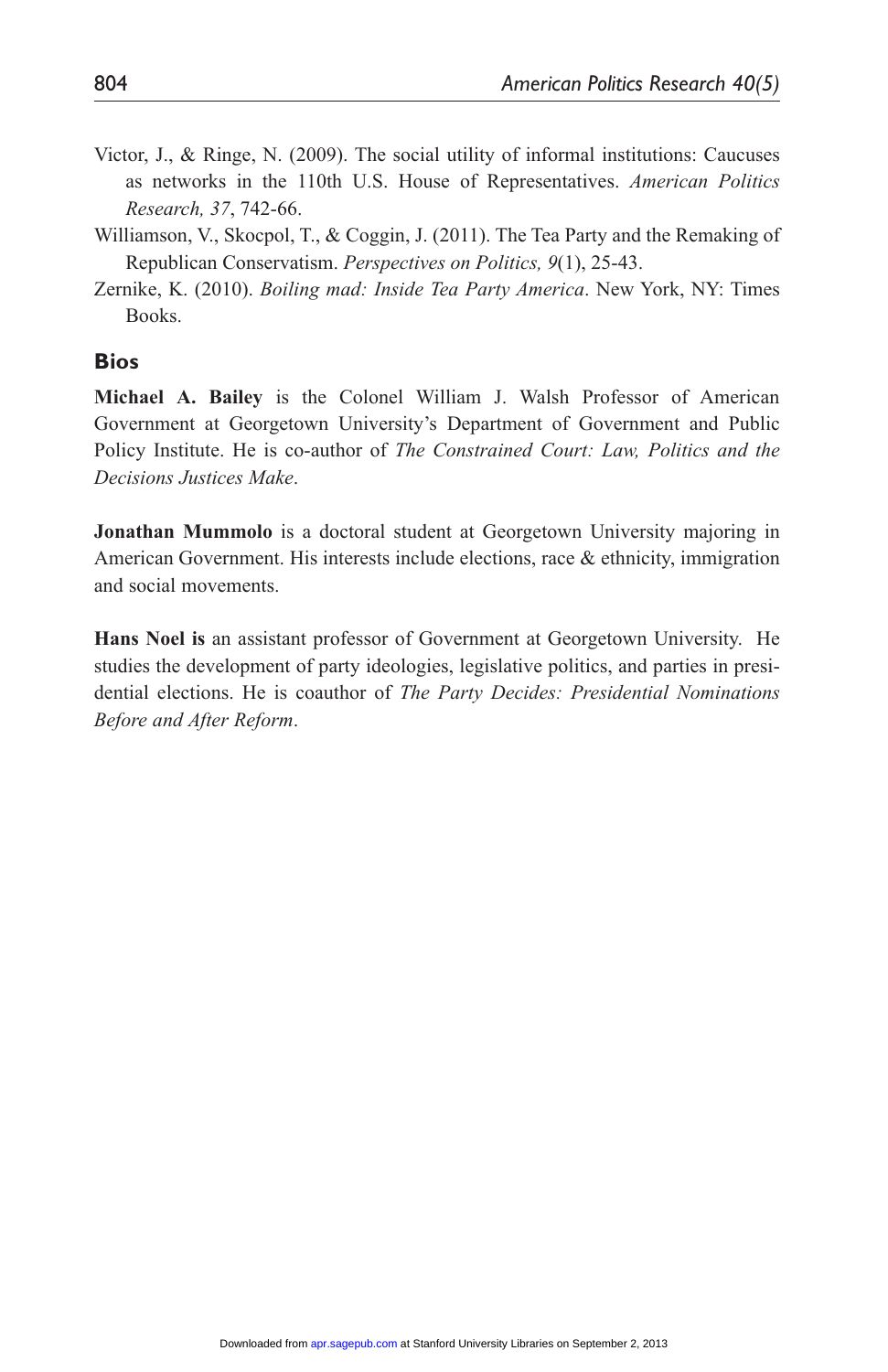Victor, J., & Ringe, N. (2009). The social utility of informal institutions: Caucuses as networks in the 110th U.S. House of Representatives. *American Politics Research, 37*, 742-66.

Williamson, V., Skocpol, T., & Coggin, J. (2011). The Tea Party and the Remaking of Republican Conservatism. *Perspectives on Politics, 9*(1), 25-43.

Zernike, K. (2010). *Boiling mad: Inside Tea Party America*. New York, NY: Times Books.

## Bios

**Michael A. Bailey** is the Colonel William J. Walsh Professor of American Government at Georgetown University's Department of Government and Public Policy Institute. He is co-author of *The Constrained Court: Law, Politics and the Decisions Justices Make*.

**Jonathan Mummolo** is a doctoral student at Georgetown University majoring in American Government. His interests include elections, race & ethnicity, immigration and social movements.

**Hans Noel is** an assistant professor of Government at Georgetown University. He studies the development of party ideologies, legislative politics, and parties in presidential elections. He is coauthor of *The Party Decides: Presidential Nominations Before and After Reform*.